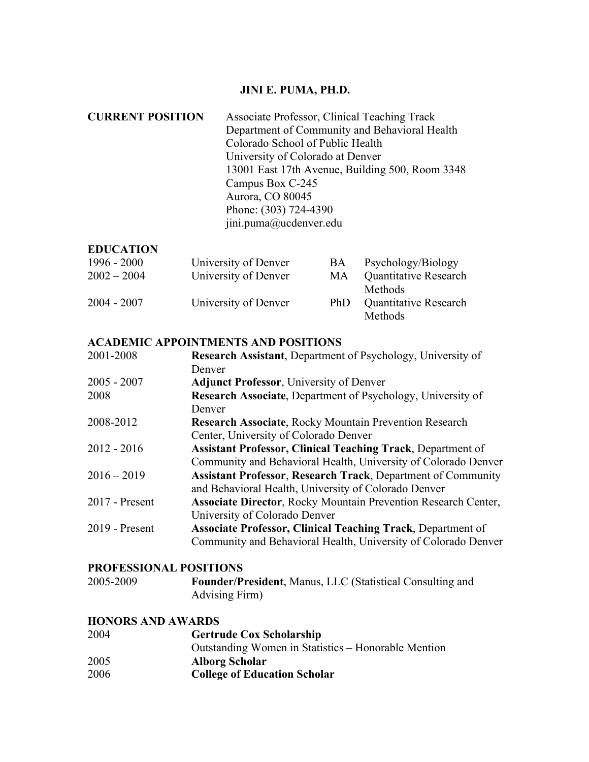# JINI E. PUMA, PH.D.

**CURRENT POSITION**

Associate Professor, Clinical Teaching Track
Department of Community and Behavioral Health
Colorado School of Public Health
University of Colorado at Denver
13001 East 17th Avenue, Building 500, Room 3348
Campus Box C-245
Aurora, CO 80045
Phone: (303) 724-4390
jini.puma@ucdenver.edu

## EDUCATION

| | | | |
|---|---|---|---|
| 1996 - 2000 | University of Denver | BA | Psychology/Biology |
| 2002 – 2004 | University of Denver | MA | Quantitative Research Methods |
| 2004 - 2007 | University of Denver | PhD | Quantitative Research Methods |

## ACADEMIC APPOINTMENTS AND POSITIONS

| | |
|---|---|
| 2001-2008 | **Research Assistant**, Department of Psychology, University of Denver |
| 2005 - 2007 | **Adjunct Professor**, University of Denver |
| 2008 | **Research Associate**, Department of Psychology, University of Denver |
| 2008-2012 | **Research Associate**, Rocky Mountain Prevention Research Center, University of Colorado Denver |
| 2012 - 2016 | **Assistant Professor, Clinical Teaching Track**, Department of Community and Behavioral Health, University of Colorado Denver |
| 2016 – 2019 | **Assistant Professor**, **Research Track**, Department of Community and Behavioral Health, University of Colorado Denver |
| 2017 - Present | **Associate Director**, Rocky Mountain Prevention Research Center, University of Colorado Denver |
| 2019 - Present | **Associate Professor, Clinical Teaching Track**, Department of Community and Behavioral Health, University of Colorado Denver |

## PROFESSIONAL POSITIONS

| | |
|---|---|
| 2005-2009 | **Founder/President**, Manus, LLC (Statistical Consulting and Advising Firm) |

## HONORS AND AWARDS

| | |
|---|---|
| 2004 | **Gertrude Cox Scholarship** |
| | Outstanding Women in Statistics – Honorable Mention |
| 2005 | **Alborg Scholar** |
| 2006 | **College of Education Scholar** |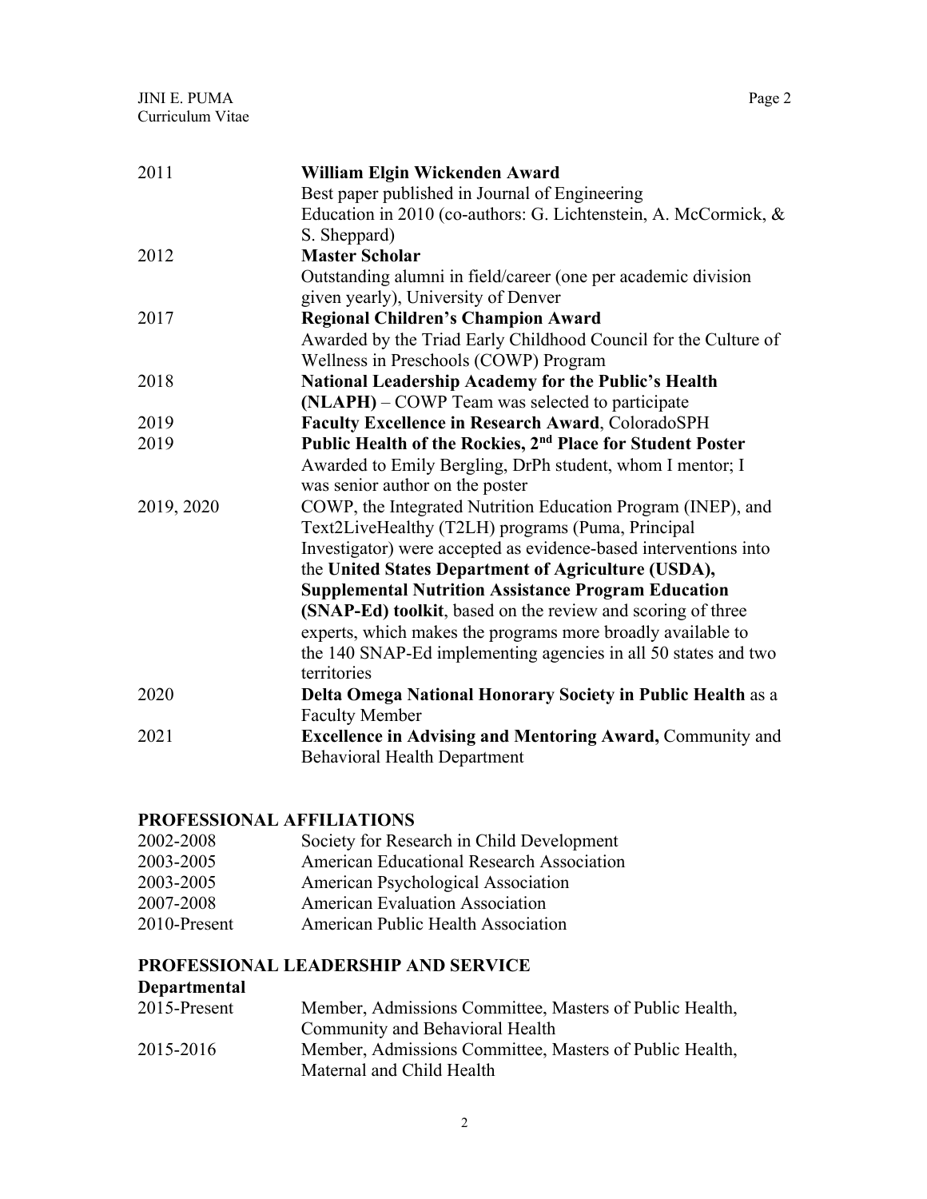| | |
|---|---|
| 2011 | **William Elgin Wickenden Award**<br>Best paper published in Journal of Engineering Education in 2010 (co-authors: G. Lichtenstein, A. McCormick, & S. Sheppard) |
| 2012 | **Master Scholar**<br>Outstanding alumni in field/career (one per academic division given yearly), University of Denver |
| 2017 | **Regional Children's Champion Award**<br>Awarded by the Triad Early Childhood Council for the Culture of Wellness in Preschools (COWP) Program |
| 2018 | **National Leadership Academy for the Public's Health (NLAPH)** – COWP Team was selected to participate |
| 2019 | **Faculty Excellence in Research Award**, ColoradoSPH |
| 2019 | **Public Health of the Rockies, 2nd Place for Student Poster**<br>Awarded to Emily Bergling, DrPh student, whom I mentor; I was senior author on the poster |
| 2019, 2020 | COWP, the Integrated Nutrition Education Program (INEP), and Text2LiveHealthy (T2LH) programs (Puma, Principal Investigator) were accepted as evidence-based interventions into the **United States Department of Agriculture (USDA), Supplemental Nutrition Assistance Program Education (SNAP-Ed) toolkit**, based on the review and scoring of three experts, which makes the programs more broadly available to the 140 SNAP-Ed implementing agencies in all 50 states and two territories |
| 2020 | **Delta Omega National Honorary Society in Public Health** as a Faculty Member |
| 2021 | **Excellence in Advising and Mentoring Award,** Community and Behavioral Health Department |

## PROFESSIONAL AFFILIATIONS

| | |
|---|---|
| 2002-2008 | Society for Research in Child Development |
| 2003-2005 | American Educational Research Association |
| 2003-2005 | American Psychological Association |
| 2007-2008 | American Evaluation Association |
| 2010-Present | American Public Health Association |

## PROFESSIONAL LEADERSHIP AND SERVICE

### Departmental

| | |
|---|---|
| 2015-Present | Member, Admissions Committee, Masters of Public Health, Community and Behavioral Health |
| 2015-2016 | Member, Admissions Committee, Masters of Public Health, Maternal and Child Health |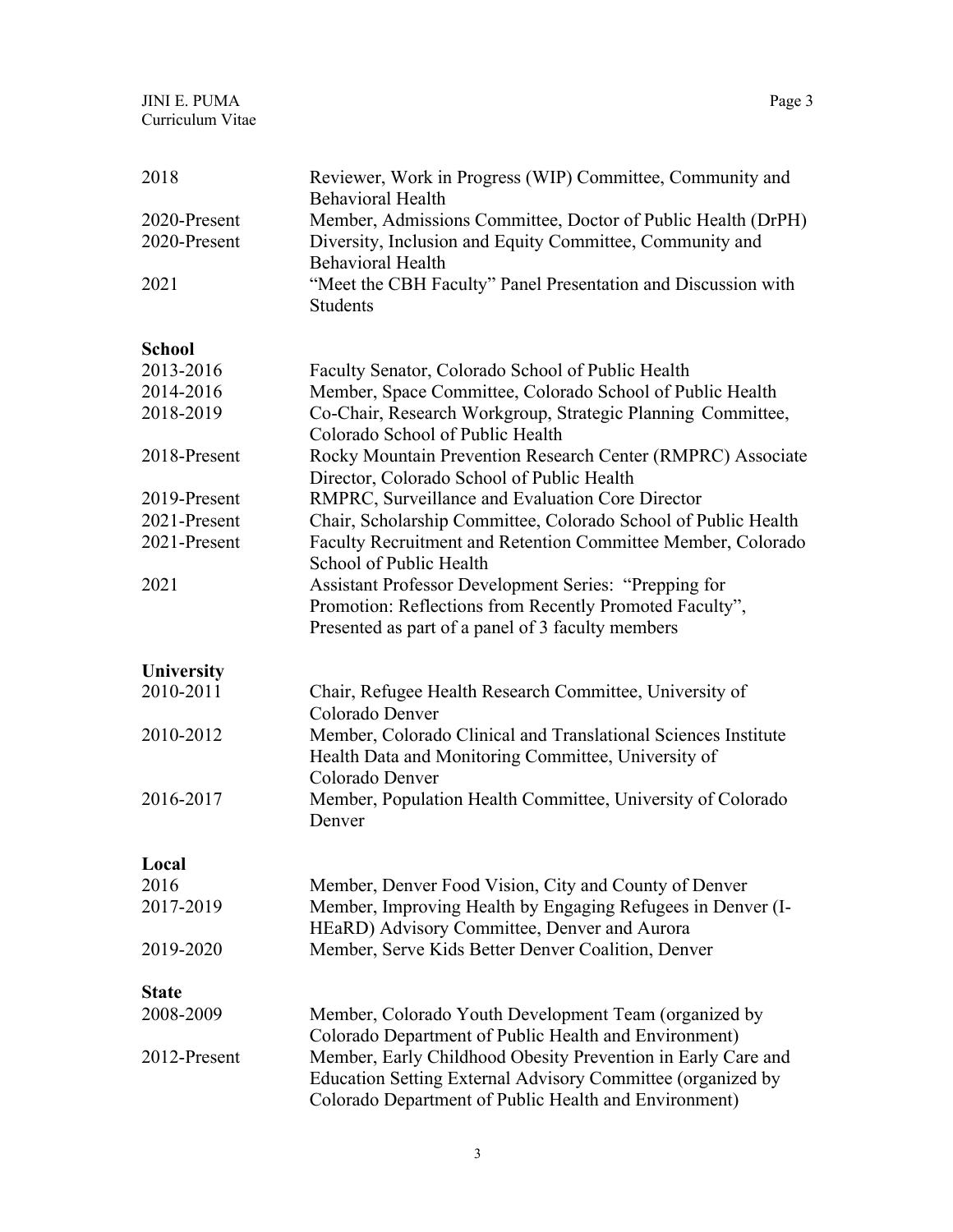2018 Reviewer, Work in Progress (WIP) Committee, Community and Behavioral Health

2020-Present Member, Admissions Committee, Doctor of Public Health (DrPH)

2020-Present Diversity, Inclusion and Equity Committee, Community and Behavioral Health

2021 "Meet the CBH Faculty" Panel Presentation and Discussion with Students

**School**

2013-2016 Faculty Senator, Colorado School of Public Health

2014-2016 Member, Space Committee, Colorado School of Public Health

2018-2019 Co-Chair, Research Workgroup, Strategic Planning Committee, Colorado School of Public Health

2018-Present Rocky Mountain Prevention Research Center (RMPRC) Associate Director, Colorado School of Public Health

2019-Present RMPRC, Surveillance and Evaluation Core Director

2021-Present Chair, Scholarship Committee, Colorado School of Public Health

2021-Present Faculty Recruitment and Retention Committee Member, Colorado School of Public Health

2021 Assistant Professor Development Series: "Prepping for Promotion: Reflections from Recently Promoted Faculty", Presented as part of a panel of 3 faculty members

**University**

2010-2011 Chair, Refugee Health Research Committee, University of Colorado Denver

2010-2012 Member, Colorado Clinical and Translational Sciences Institute Health Data and Monitoring Committee, University of Colorado Denver

2016-2017 Member, Population Health Committee, University of Colorado Denver

**Local**

2016 Member, Denver Food Vision, City and County of Denver

2017-2019 Member, Improving Health by Engaging Refugees in Denver (I-HEaRD) Advisory Committee, Denver and Aurora

2019-2020 Member, Serve Kids Better Denver Coalition, Denver

**State**

2008-2009 Member, Colorado Youth Development Team (organized by Colorado Department of Public Health and Environment)

2012-Present Member, Early Childhood Obesity Prevention in Early Care and Education Setting External Advisory Committee (organized by Colorado Department of Public Health and Environment)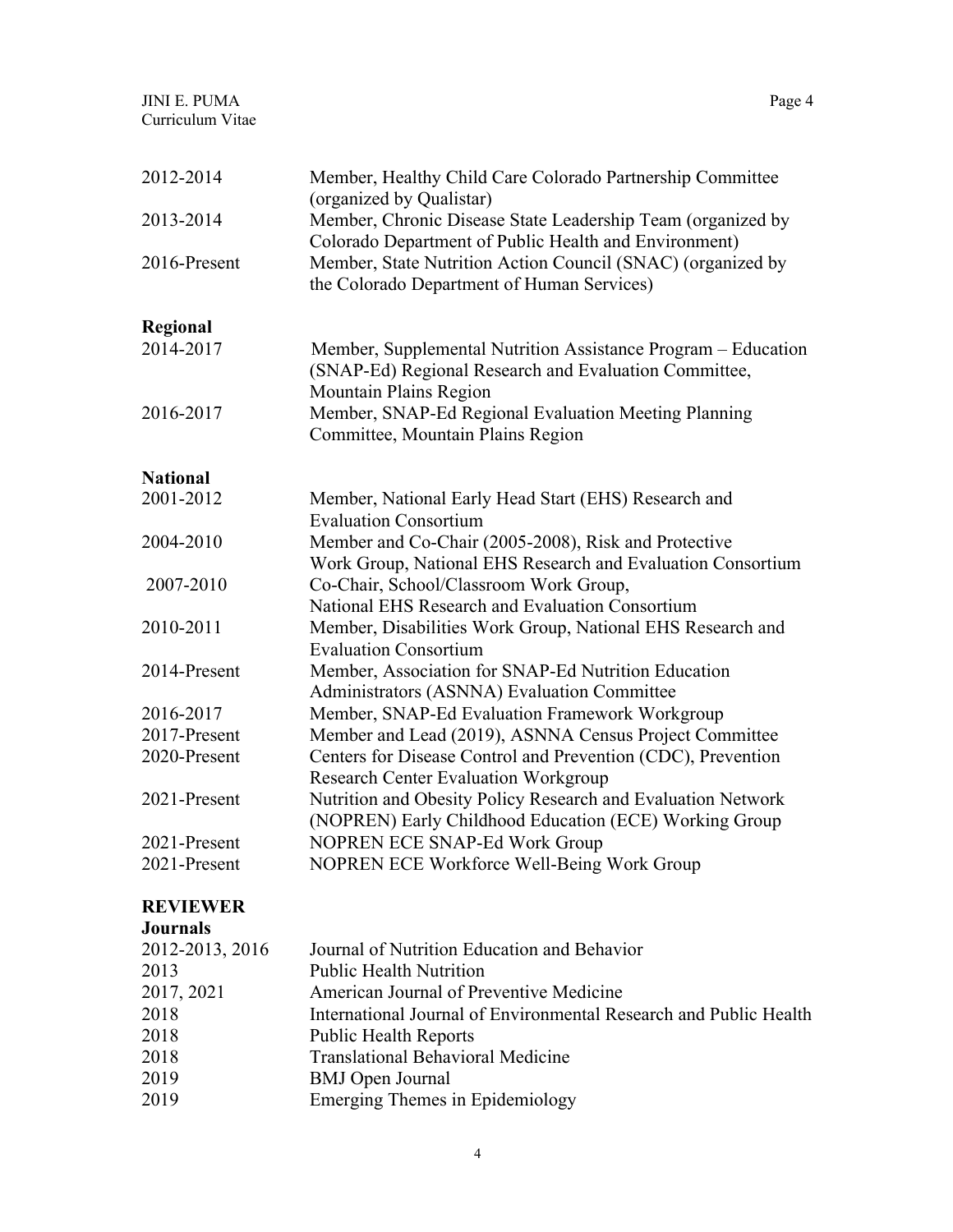2012-2014 Member, Healthy Child Care Colorado Partnership Committee (organized by Qualistar)

2013-2014 Member, Chronic Disease State Leadership Team (organized by Colorado Department of Public Health and Environment)

2016-Present Member, State Nutrition Action Council (SNAC) (organized by the Colorado Department of Human Services)

**Regional**

2014-2017 Member, Supplemental Nutrition Assistance Program – Education (SNAP-Ed) Regional Research and Evaluation Committee, Mountain Plains Region

2016-2017 Member, SNAP-Ed Regional Evaluation Meeting Planning Committee, Mountain Plains Region

**National**

2001-2012 Member, National Early Head Start (EHS) Research and Evaluation Consortium

2004-2010 Member and Co-Chair (2005-2008), Risk and Protective Work Group, National EHS Research and Evaluation Consortium

2007-2010 Co-Chair, School/Classroom Work Group, National EHS Research and Evaluation Consortium

2010-2011 Member, Disabilities Work Group, National EHS Research and Evaluation Consortium

2014-Present Member, Association for SNAP-Ed Nutrition Education Administrators (ASNNA) Evaluation Committee

2016-2017 Member, SNAP-Ed Evaluation Framework Workgroup

2017-Present Member and Lead (2019), ASNNA Census Project Committee

2020-Present Centers for Disease Control and Prevention (CDC), Prevention Research Center Evaluation Workgroup

2021-Present Nutrition and Obesity Policy Research and Evaluation Network (NOPREN) Early Childhood Education (ECE) Working Group

2021-Present NOPREN ECE SNAP-Ed Work Group

2021-Present NOPREN ECE Workforce Well-Being Work Group

## REVIEWER

**Journals**

2012-2013, 2016 Journal of Nutrition Education and Behavior

2013 Public Health Nutrition

2017, 2021 American Journal of Preventive Medicine

2018 International Journal of Environmental Research and Public Health

2018 Public Health Reports

2018 Translational Behavioral Medicine

2019 BMJ Open Journal

2019 Emerging Themes in Epidemiology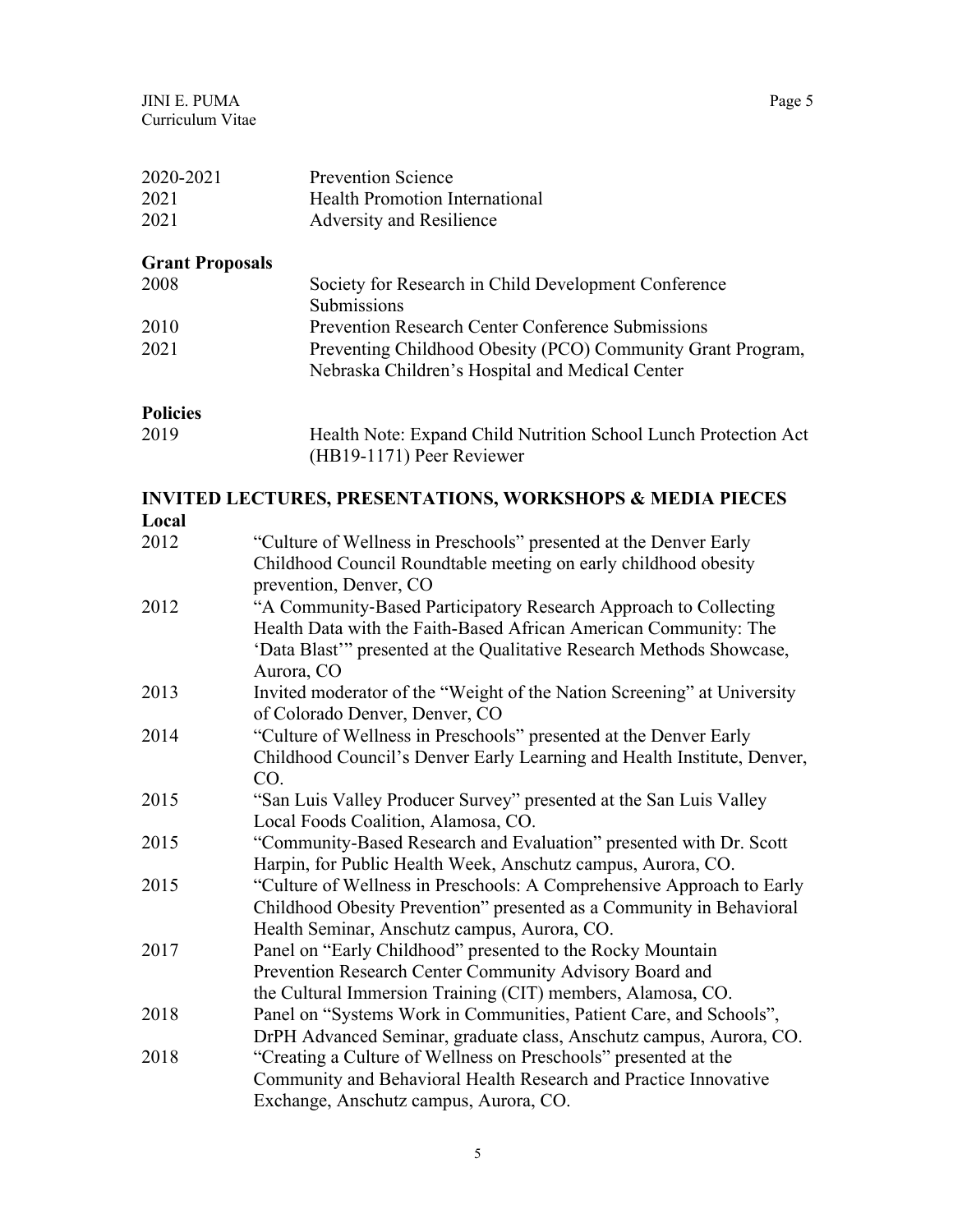2020-2021 Prevention Science
2021 Health Promotion International
2021 Adversity and Resilience

**Grant Proposals**

2008 Society for Research in Child Development Conference Submissions
2010 Prevention Research Center Conference Submissions
2021 Preventing Childhood Obesity (PCO) Community Grant Program, Nebraska Children's Hospital and Medical Center

**Policies**

2019 Health Note: Expand Child Nutrition School Lunch Protection Act (HB19-1171) Peer Reviewer

## INVITED LECTURES, PRESENTATIONS, WORKSHOPS & MEDIA PIECES

**Local**

2012 "Culture of Wellness in Preschools" presented at the Denver Early Childhood Council Roundtable meeting on early childhood obesity prevention, Denver, CO

2012 "A Community-Based Participatory Research Approach to Collecting Health Data with the Faith-Based African American Community: The 'Data Blast'" presented at the Qualitative Research Methods Showcase, Aurora, CO

2013 Invited moderator of the "Weight of the Nation Screening" at University of Colorado Denver, Denver, CO

2014 "Culture of Wellness in Preschools" presented at the Denver Early Childhood Council's Denver Early Learning and Health Institute, Denver, CO.

2015 "San Luis Valley Producer Survey" presented at the San Luis Valley Local Foods Coalition, Alamosa, CO.

2015 "Community-Based Research and Evaluation" presented with Dr. Scott Harpin, for Public Health Week, Anschutz campus, Aurora, CO.

2015 "Culture of Wellness in Preschools: A Comprehensive Approach to Early Childhood Obesity Prevention" presented as a Community in Behavioral Health Seminar, Anschutz campus, Aurora, CO.

2017 Panel on "Early Childhood" presented to the Rocky Mountain Prevention Research Center Community Advisory Board and the Cultural Immersion Training (CIT) members, Alamosa, CO.

2018 Panel on "Systems Work in Communities, Patient Care, and Schools", DrPH Advanced Seminar, graduate class, Anschutz campus, Aurora, CO.

2018 "Creating a Culture of Wellness on Preschools" presented at the Community and Behavioral Health Research and Practice Innovative Exchange, Anschutz campus, Aurora, CO.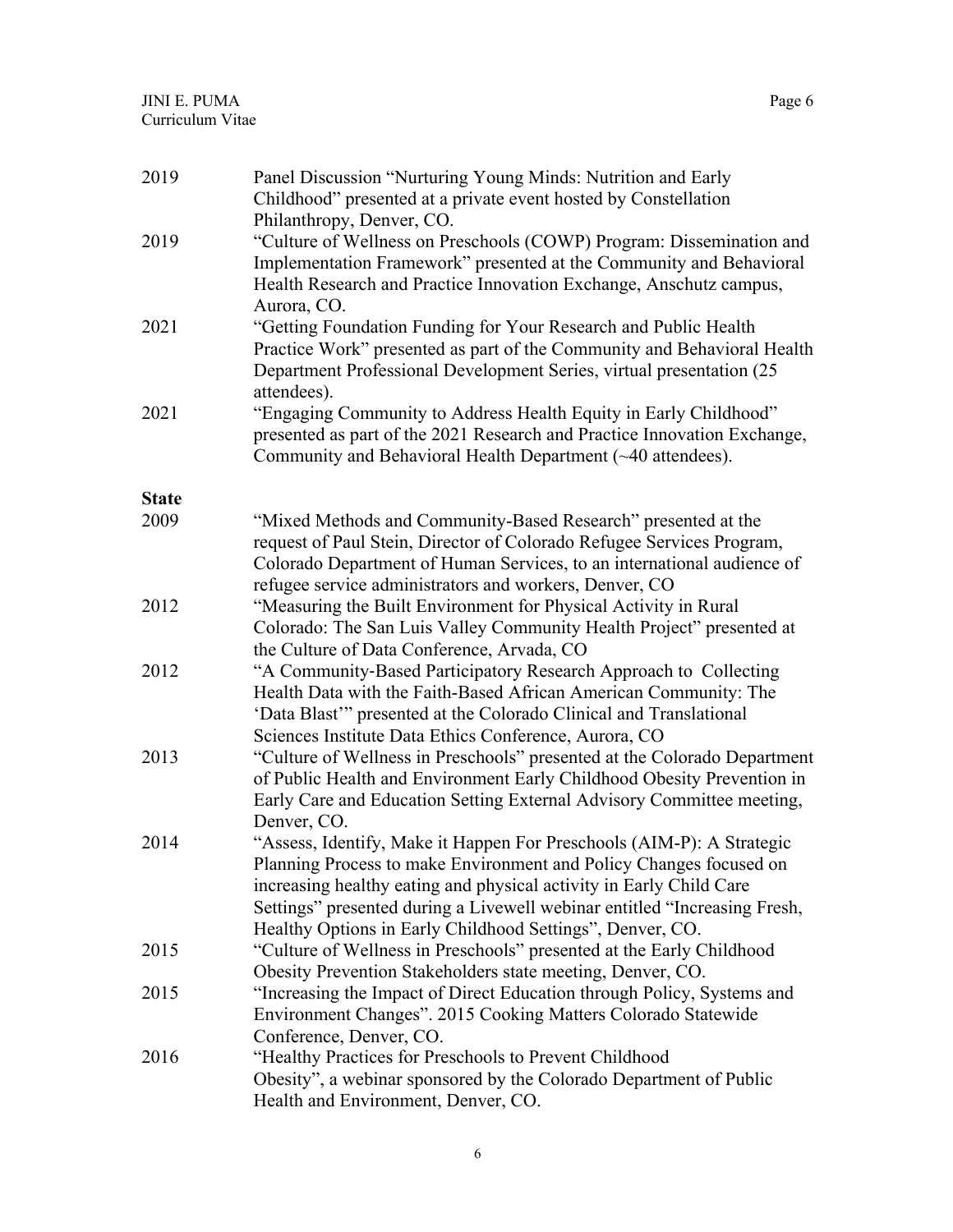2019 Panel Discussion "Nurturing Young Minds: Nutrition and Early Childhood" presented at a private event hosted by Constellation Philanthropy, Denver, CO.

2019 "Culture of Wellness on Preschools (COWP) Program: Dissemination and Implementation Framework" presented at the Community and Behavioral Health Research and Practice Innovation Exchange, Anschutz campus, Aurora, CO.

2021 "Getting Foundation Funding for Your Research and Public Health Practice Work" presented as part of the Community and Behavioral Health Department Professional Development Series, virtual presentation (25 attendees).

2021 "Engaging Community to Address Health Equity in Early Childhood" presented as part of the 2021 Research and Practice Innovation Exchange, Community and Behavioral Health Department (~40 attendees).

**State**

2009 "Mixed Methods and Community-Based Research" presented at the request of Paul Stein, Director of Colorado Refugee Services Program, Colorado Department of Human Services, to an international audience of refugee service administrators and workers, Denver, CO

2012 "Measuring the Built Environment for Physical Activity in Rural Colorado: The San Luis Valley Community Health Project" presented at the Culture of Data Conference, Arvada, CO

2012 "A Community-Based Participatory Research Approach to Collecting Health Data with the Faith-Based African American Community: The 'Data Blast'" presented at the Colorado Clinical and Translational Sciences Institute Data Ethics Conference, Aurora, CO

2013 "Culture of Wellness in Preschools" presented at the Colorado Department of Public Health and Environment Early Childhood Obesity Prevention in Early Care and Education Setting External Advisory Committee meeting, Denver, CO.

2014 "Assess, Identify, Make it Happen For Preschools (AIM-P): A Strategic Planning Process to make Environment and Policy Changes focused on increasing healthy eating and physical activity in Early Child Care Settings" presented during a Livewell webinar entitled "Increasing Fresh, Healthy Options in Early Childhood Settings", Denver, CO.

2015 "Culture of Wellness in Preschools" presented at the Early Childhood Obesity Prevention Stakeholders state meeting, Denver, CO.

2015 "Increasing the Impact of Direct Education through Policy, Systems and Environment Changes". 2015 Cooking Matters Colorado Statewide Conference, Denver, CO.

2016 "Healthy Practices for Preschools to Prevent Childhood Obesity", a webinar sponsored by the Colorado Department of Public Health and Environment, Denver, CO.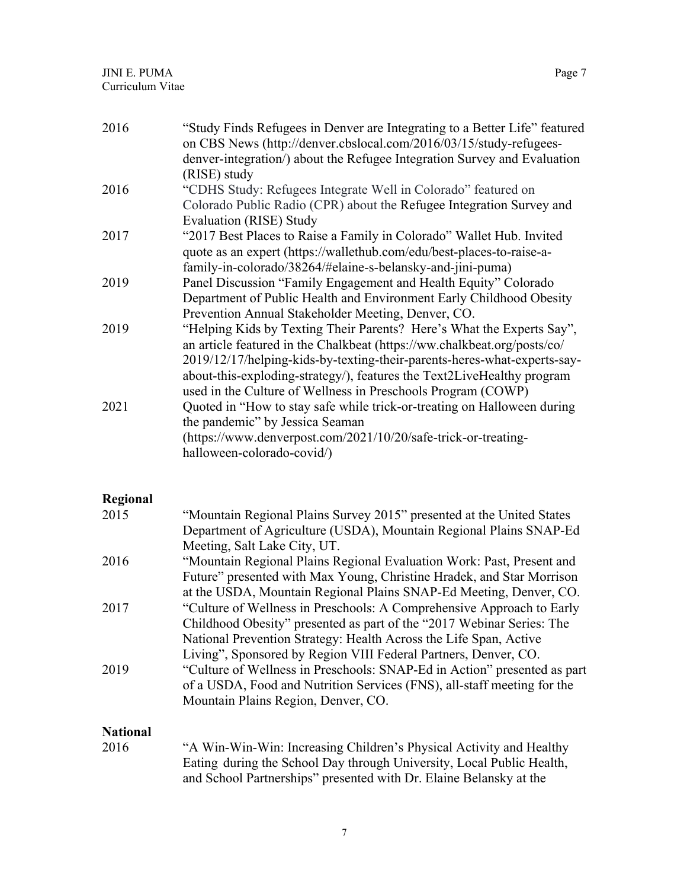2016 "Study Finds Refugees in Denver are Integrating to a Better Life" featured on CBS News (http://denver.cbslocal.com/2016/03/15/study-refugees-denver-integration/) about the Refugee Integration Survey and Evaluation (RISE) study

2016 "CDHS Study: Refugees Integrate Well in Colorado" featured on Colorado Public Radio (CPR) about the Refugee Integration Survey and Evaluation (RISE) Study

2017 "2017 Best Places to Raise a Family in Colorado" Wallet Hub. Invited quote as an expert (https://wallethub.com/edu/best-places-to-raise-a-family-in-colorado/38264/#elaine-s-belansky-and-jini-puma)

2019 Panel Discussion "Family Engagement and Health Equity" Colorado Department of Public Health and Environment Early Childhood Obesity Prevention Annual Stakeholder Meeting, Denver, CO.

2019 "Helping Kids by Texting Their Parents? Here's What the Experts Say", an article featured in the Chalkbeat (https://ww.chalkbeat.org/posts/co/2019/12/17/helping-kids-by-texting-their-parents-heres-what-experts-say-about-this-exploding-strategy/), features the Text2LiveHealthy program used in the Culture of Wellness in Preschools Program (COWP)

2021 Quoted in "How to stay safe while trick-or-treating on Halloween during the pandemic" by Jessica Seaman (https://www.denverpost.com/2021/10/20/safe-trick-or-treating-halloween-colorado-covid/)

**Regional**

2015 "Mountain Regional Plains Survey 2015" presented at the United States Department of Agriculture (USDA), Mountain Regional Plains SNAP-Ed Meeting, Salt Lake City, UT.

2016 "Mountain Regional Plains Regional Evaluation Work: Past, Present and Future" presented with Max Young, Christine Hradek, and Star Morrison at the USDA, Mountain Regional Plains SNAP-Ed Meeting, Denver, CO.

2017 "Culture of Wellness in Preschools: A Comprehensive Approach to Early Childhood Obesity" presented as part of the "2017 Webinar Series: The National Prevention Strategy: Health Across the Life Span, Active Living", Sponsored by Region VIII Federal Partners, Denver, CO.

2019 "Culture of Wellness in Preschools: SNAP-Ed in Action" presented as part of a USDA, Food and Nutrition Services (FNS), all-staff meeting for the Mountain Plains Region, Denver, CO.

**National**

2016 "A Win-Win-Win: Increasing Children's Physical Activity and Healthy Eating during the School Day through University, Local Public Health, and School Partnerships" presented with Dr. Elaine Belansky at the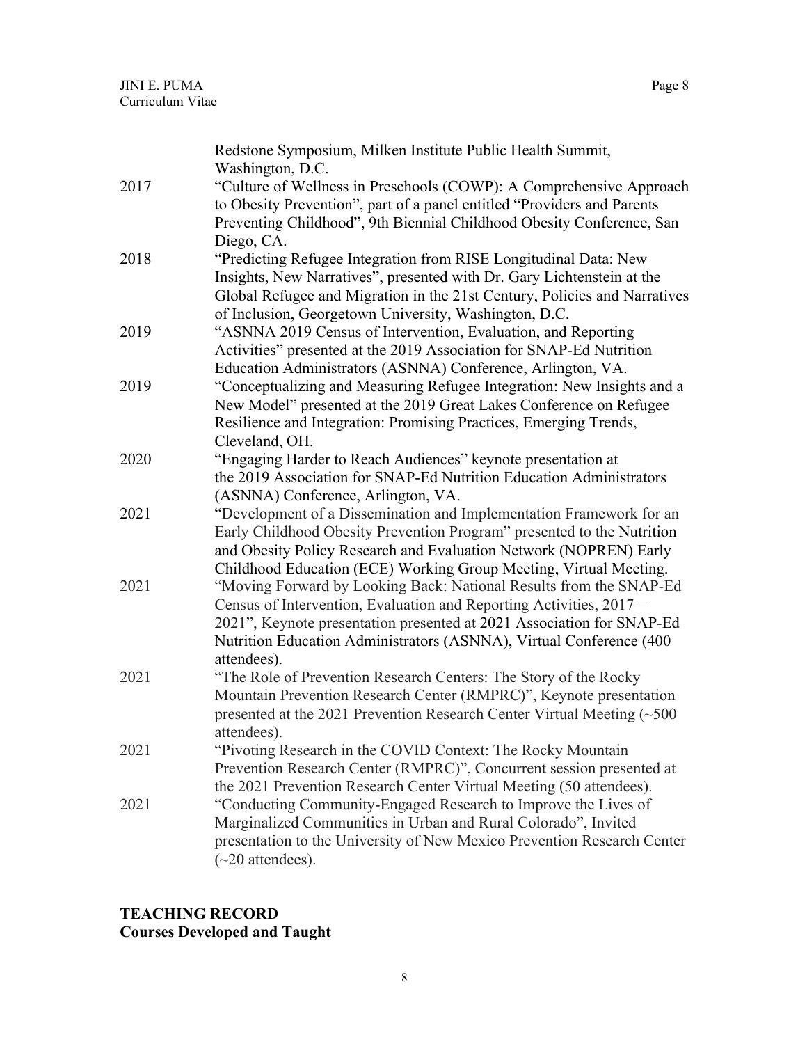Redstone Symposium, Milken Institute Public Health Summit, Washington, D.C.

2017 "Culture of Wellness in Preschools (COWP): A Comprehensive Approach to Obesity Prevention", part of a panel entitled "Providers and Parents Preventing Childhood", 9th Biennial Childhood Obesity Conference, San Diego, CA.

2018 "Predicting Refugee Integration from RISE Longitudinal Data: New Insights, New Narratives", presented with Dr. Gary Lichtenstein at the Global Refugee and Migration in the 21st Century, Policies and Narratives of Inclusion, Georgetown University, Washington, D.C.

2019 "ASNNA 2019 Census of Intervention, Evaluation, and Reporting Activities" presented at the 2019 Association for SNAP-Ed Nutrition Education Administrators (ASNNA) Conference, Arlington, VA.

2019 "Conceptualizing and Measuring Refugee Integration: New Insights and a New Model" presented at the 2019 Great Lakes Conference on Refugee Resilience and Integration: Promising Practices, Emerging Trends, Cleveland, OH.

2020 "Engaging Harder to Reach Audiences" keynote presentation at the 2019 Association for SNAP-Ed Nutrition Education Administrators (ASNNA) Conference, Arlington, VA.

2021 "Development of a Dissemination and Implementation Framework for an Early Childhood Obesity Prevention Program" presented to the Nutrition and Obesity Policy Research and Evaluation Network (NOPREN) Early Childhood Education (ECE) Working Group Meeting, Virtual Meeting.

2021 "Moving Forward by Looking Back: National Results from the SNAP-Ed Census of Intervention, Evaluation and Reporting Activities, 2017 – 2021", Keynote presentation presented at 2021 Association for SNAP-Ed Nutrition Education Administrators (ASNNA), Virtual Conference (400 attendees).

2021 "The Role of Prevention Research Centers: The Story of the Rocky Mountain Prevention Research Center (RMPRC)", Keynote presentation presented at the 2021 Prevention Research Center Virtual Meeting (~500 attendees).

2021 "Pivoting Research in the COVID Context: The Rocky Mountain Prevention Research Center (RMPRC)", Concurrent session presented at the 2021 Prevention Research Center Virtual Meeting (50 attendees).

2021 "Conducting Community-Engaged Research to Improve the Lives of Marginalized Communities in Urban and Rural Colorado", Invited presentation to the University of New Mexico Prevention Research Center (~20 attendees).

## TEACHING RECORD

### Courses Developed and Taught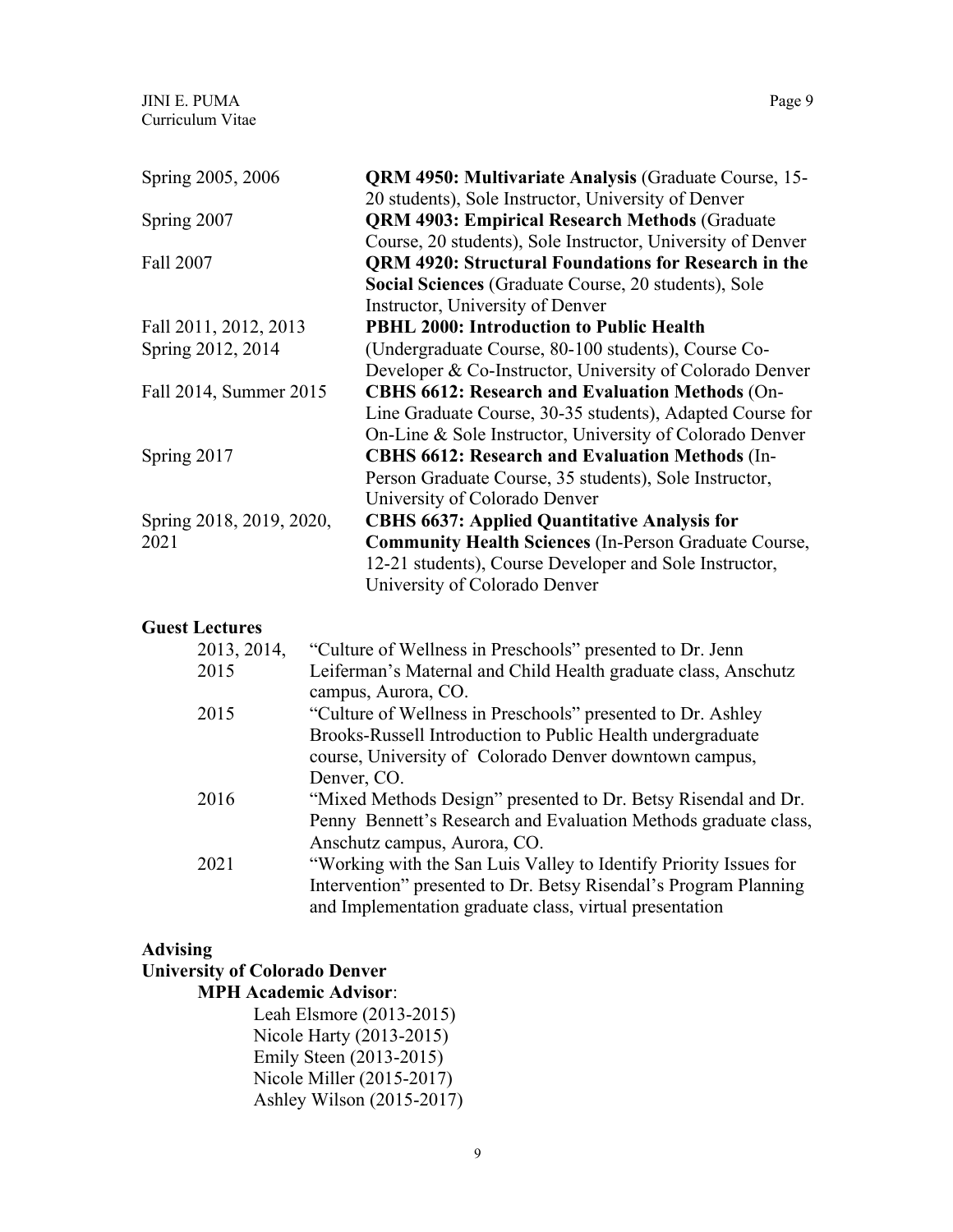| | |
|---|---|
| Spring 2005, 2006 | **QRM 4950: Multivariate Analysis** (Graduate Course, 15-20 students), Sole Instructor, University of Denver |
| Spring 2007 | **QRM 4903: Empirical Research Methods** (Graduate Course, 20 students), Sole Instructor, University of Denver |
| Fall 2007 | **QRM 4920: Structural Foundations for Research in the Social Sciences** (Graduate Course, 20 students), Sole Instructor, University of Denver |
| Fall 2011, 2012, 2013<br>Spring 2012, 2014 | **PBHL 2000: Introduction to Public Health** (Undergraduate Course, 80-100 students), Course Co-Developer & Co-Instructor, University of Colorado Denver |
| Fall 2014, Summer 2015 | **CBHS 6612: Research and Evaluation Methods** (On-Line Graduate Course, 30-35 students), Adapted Course for On-Line & Sole Instructor, University of Colorado Denver |
| Spring 2017 | **CBHS 6612: Research and Evaluation Methods** (In-Person Graduate Course, 35 students), Sole Instructor, University of Colorado Denver |
| Spring 2018, 2019, 2020, 2021 | **CBHS 6637: Applied Quantitative Analysis for Community Health Sciences** (In-Person Graduate Course, 12-21 students), Course Developer and Sole Instructor, University of Colorado Denver |

**Guest Lectures**

| | |
|---|---|
| 2013, 2014, 2015 | "Culture of Wellness in Preschools" presented to Dr. Jenn Leiferman's Maternal and Child Health graduate class, Anschutz campus, Aurora, CO. |
| 2015 | "Culture of Wellness in Preschools" presented to Dr. Ashley Brooks-Russell Introduction to Public Health undergraduate course, University of Colorado Denver downtown campus, Denver, CO. |
| 2016 | "Mixed Methods Design" presented to Dr. Betsy Risendal and Dr. Penny Bennett's Research and Evaluation Methods graduate class, Anschutz campus, Aurora, CO. |
| 2021 | "Working with the San Luis Valley to Identify Priority Issues for Intervention" presented to Dr. Betsy Risendal's Program Planning and Implementation graduate class, virtual presentation |

**Advising**

**University of Colorado Denver**

**MPH Academic Advisor**:

Leah Elsmore (2013-2015)
Nicole Harty (2013-2015)
Emily Steen (2013-2015)
Nicole Miller (2015-2017)
Ashley Wilson (2015-2017)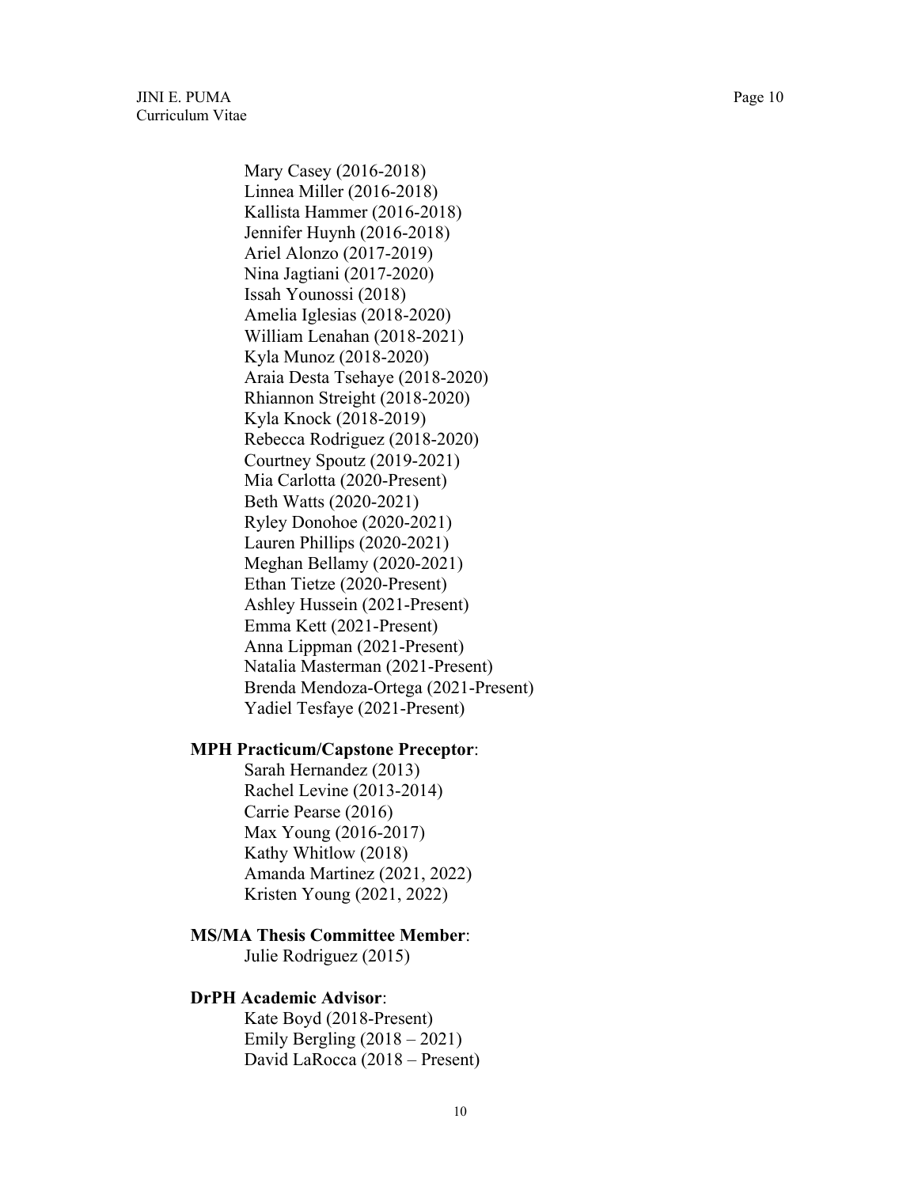Mary Casey (2016-2018)
Linnea Miller (2016-2018)
Kallista Hammer (2016-2018)
Jennifer Huynh (2016-2018)
Ariel Alonzo (2017-2019)
Nina Jagtiani (2017-2020)
Issah Younossi (2018)
Amelia Iglesias (2018-2020)
William Lenahan (2018-2021)
Kyla Munoz (2018-2020)
Araia Desta Tsehaye (2018-2020)
Rhiannon Streight (2018-2020)
Kyla Knock (2018-2019)
Rebecca Rodriguez (2018-2020)
Courtney Spoutz (2019-2021)
Mia Carlotta (2020-Present)
Beth Watts (2020-2021)
Ryley Donohoe (2020-2021)
Lauren Phillips (2020-2021)
Meghan Bellamy (2020-2021)
Ethan Tietze (2020-Present)
Ashley Hussein (2021-Present)
Emma Kett (2021-Present)
Anna Lippman (2021-Present)
Natalia Masterman (2021-Present)
Brenda Mendoza-Ortega (2021-Present)
Yadiel Tesfaye (2021-Present)

**MPH Practicum/Capstone Preceptor**:
Sarah Hernandez (2013)
Rachel Levine (2013-2014)
Carrie Pearse (2016)
Max Young (2016-2017)
Kathy Whitlow (2018)
Amanda Martinez (2021, 2022)
Kristen Young (2021, 2022)

**MS/MA Thesis Committee Member**:
Julie Rodriguez (2015)

**DrPH Academic Advisor**:
Kate Boyd (2018-Present)
Emily Bergling (2018 – 2021)
David LaRocca (2018 – Present)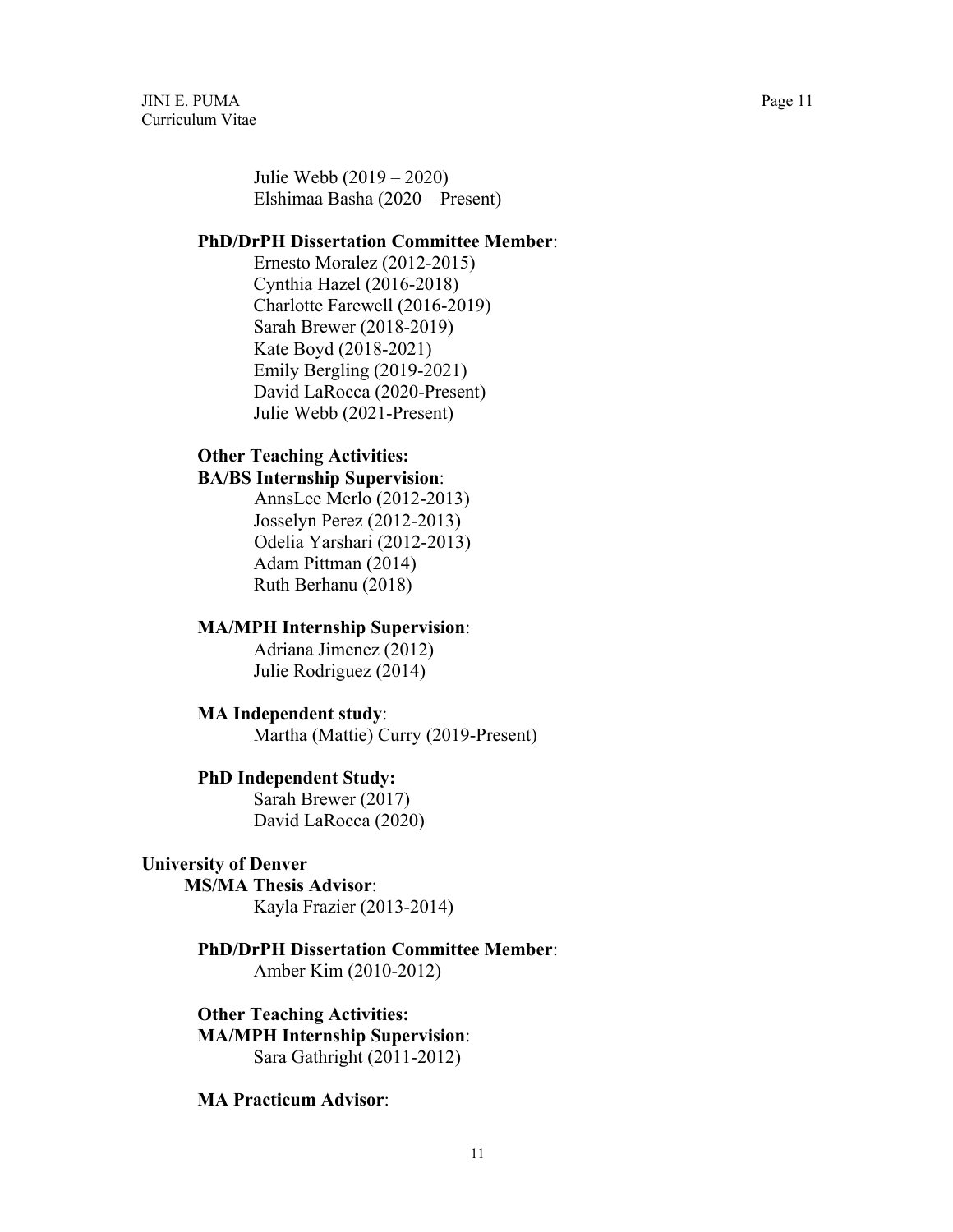Julie Webb (2019 – 2020)
Elshimaa Basha (2020 – Present)

**PhD/DrPH Dissertation Committee Member**:
Ernesto Moralez (2012-2015)
Cynthia Hazel (2016-2018)
Charlotte Farewell (2016-2019)
Sarah Brewer (2018-2019)
Kate Boyd (2018-2021)
Emily Bergling (2019-2021)
David LaRocca (2020-Present)
Julie Webb (2021-Present)

**Other Teaching Activities:**
**BA/BS Internship Supervision**:
AnnsLee Merlo (2012-2013)
Josselyn Perez (2012-2013)
Odelia Yarshari (2012-2013)
Adam Pittman (2014)
Ruth Berhanu (2018)

**MA/MPH Internship Supervision**:
Adriana Jimenez (2012)
Julie Rodriguez (2014)

**MA Independent study**:
Martha (Mattie) Curry (2019-Present)

**PhD Independent Study:**
Sarah Brewer (2017)
David LaRocca (2020)

**University of Denver**

**MS/MA Thesis Advisor**:
Kayla Frazier (2013-2014)

**PhD/DrPH Dissertation Committee Member**:
Amber Kim (2010-2012)

**Other Teaching Activities:**
**MA/MPH Internship Supervision**:
Sara Gathright (2011-2012)

**MA Practicum Advisor**: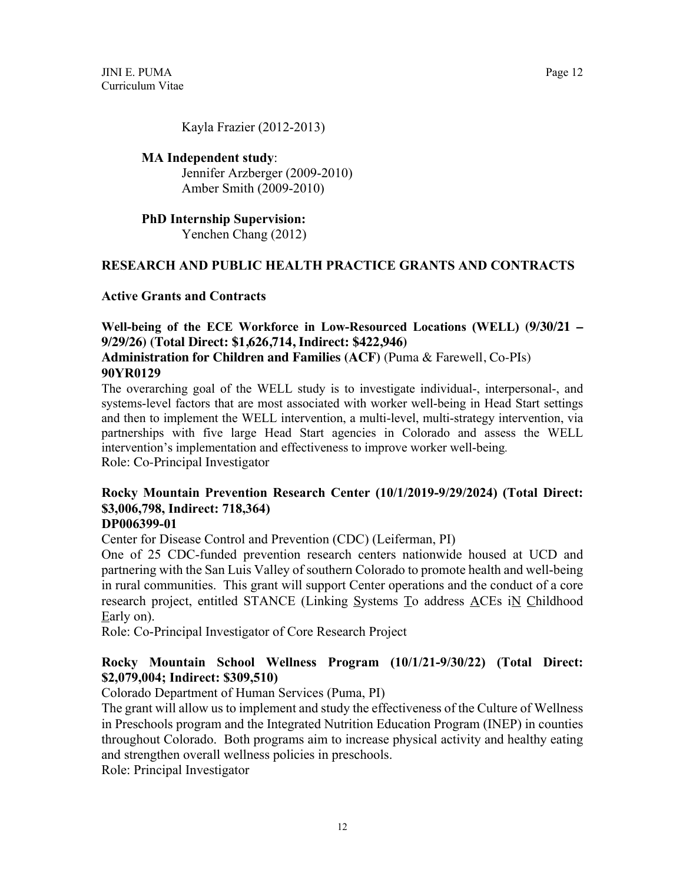Kayla Frazier (2012-2013)

**MA Independent study**:

Jennifer Arzberger (2009-2010)
Amber Smith (2009-2010)

**PhD Internship Supervision:**

Yenchen Chang (2012)

## RESEARCH AND PUBLIC HEALTH PRACTICE GRANTS AND CONTRACTS

### Active Grants and Contracts

**Well-being of the ECE Workforce in Low-Resourced Locations (WELL) (9/30/21 – 9/29/26) (Total Direct: $1,626,714, Indirect: $422,946)**
**Administration for Children and Families (ACF)** (Puma & Farewell, Co-PIs)
**90YR0129**
The overarching goal of the WELL study is to investigate individual-, interpersonal-, and systems-level factors that are most associated with worker well-being in Head Start settings and then to implement the WELL intervention, a multi-level, multi-strategy intervention, via partnerships with five large Head Start agencies in Colorado and assess the WELL intervention's implementation and effectiveness to improve worker well-being.
Role: Co-Principal Investigator

**Rocky Mountain Prevention Research Center (10/1/2019-9/29/2024) (Total Direct: $3,006,798, Indirect: 718,364)**
**DP006399-01**
Center for Disease Control and Prevention (CDC) (Leiferman, PI)
One of 25 CDC-funded prevention research centers nationwide housed at UCD and partnering with the San Luis Valley of southern Colorado to promote health and well-being in rural communities. This grant will support Center operations and the conduct of a core research project, entitled STANCE (Linking Systems To address ACEs iN Childhood Early on).
Role: Co-Principal Investigator of Core Research Project

**Rocky Mountain School Wellness Program (10/1/21-9/30/22) (Total Direct: $2,079,004; Indirect: $309,510)**
Colorado Department of Human Services (Puma, PI)
The grant will allow us to implement and study the effectiveness of the Culture of Wellness in Preschools program and the Integrated Nutrition Education Program (INEP) in counties throughout Colorado. Both programs aim to increase physical activity and healthy eating and strengthen overall wellness policies in preschools.
Role: Principal Investigator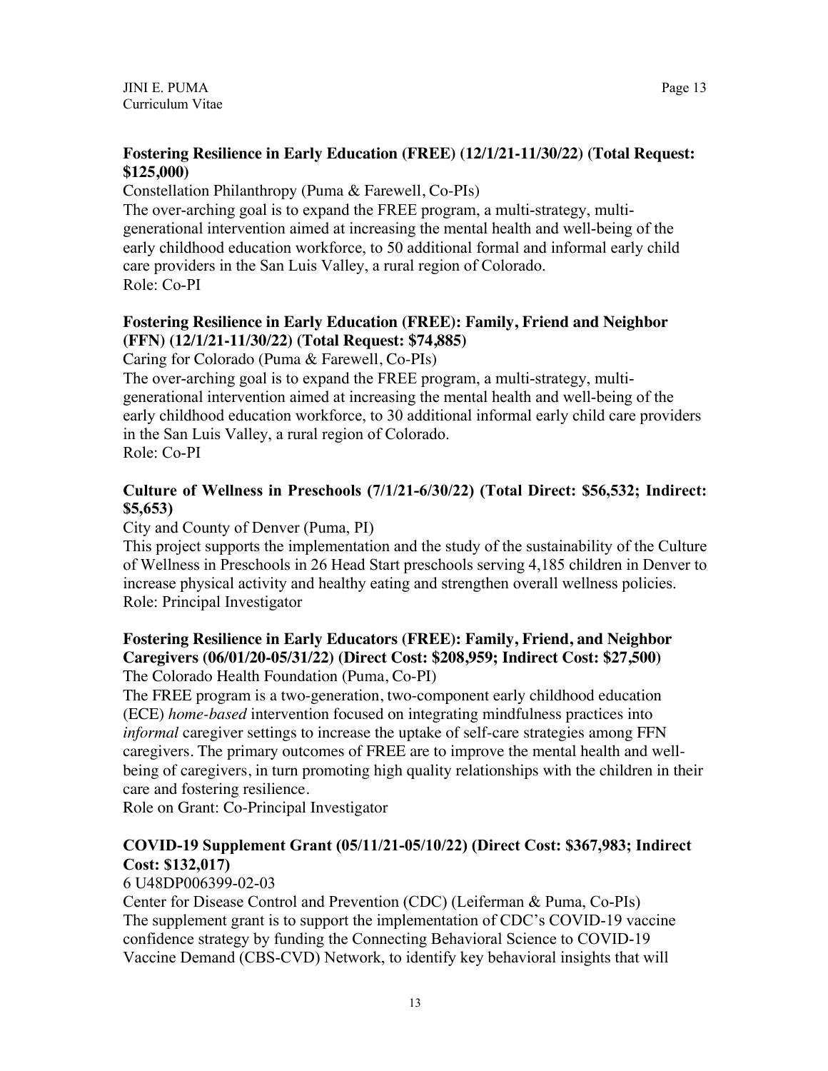**Fostering Resilience in Early Education (FREE) (12/1/21-11/30/22) (Total Request: $125,000)**

Constellation Philanthropy (Puma & Farewell, Co-PIs)

The over-arching goal is to expand the FREE program, a multi-strategy, multi-generational intervention aimed at increasing the mental health and well-being of the early childhood education workforce, to 50 additional formal and informal early child care providers in the San Luis Valley, a rural region of Colorado.

Role: Co-PI

**Fostering Resilience in Early Education (FREE): Family, Friend and Neighbor (FFN) (12/1/21-11/30/22) (Total Request: $74,885)**

Caring for Colorado (Puma & Farewell, Co-PIs)

The over-arching goal is to expand the FREE program, a multi-strategy, multi-generational intervention aimed at increasing the mental health and well-being of the early childhood education workforce, to 30 additional informal early child care providers in the San Luis Valley, a rural region of Colorado.

Role: Co-PI

**Culture of Wellness in Preschools (7/1/21-6/30/22) (Total Direct: $56,532; Indirect: $5,653)**

City and County of Denver (Puma, PI)

This project supports the implementation and the study of the sustainability of the Culture of Wellness in Preschools in 26 Head Start preschools serving 4,185 children in Denver to increase physical activity and healthy eating and strengthen overall wellness policies.

Role: Principal Investigator

**Fostering Resilience in Early Educators (FREE): Family, Friend, and Neighbor Caregivers (06/01/20-05/31/22) (Direct Cost: $208,959; Indirect Cost: $27,500)**

The Colorado Health Foundation (Puma, Co-PI)

The FREE program is a two-generation, two-component early childhood education (ECE) *home-based* intervention focused on integrating mindfulness practices into *informal* caregiver settings to increase the uptake of self-care strategies among FFN caregivers. The primary outcomes of FREE are to improve the mental health and well-being of caregivers, in turn promoting high quality relationships with the children in their care and fostering resilience.

Role on Grant: Co-Principal Investigator

**COVID-19 Supplement Grant (05/11/21-05/10/22) (Direct Cost: $367,983; Indirect Cost: $132,017)**

6 U48DP006399-02-03

Center for Disease Control and Prevention (CDC) (Leiferman & Puma, Co-PIs)

The supplement grant is to support the implementation of CDC's COVID-19 vaccine confidence strategy by funding the Connecting Behavioral Science to COVID-19 Vaccine Demand (CBS-CVD) Network, to identify key behavioral insights that will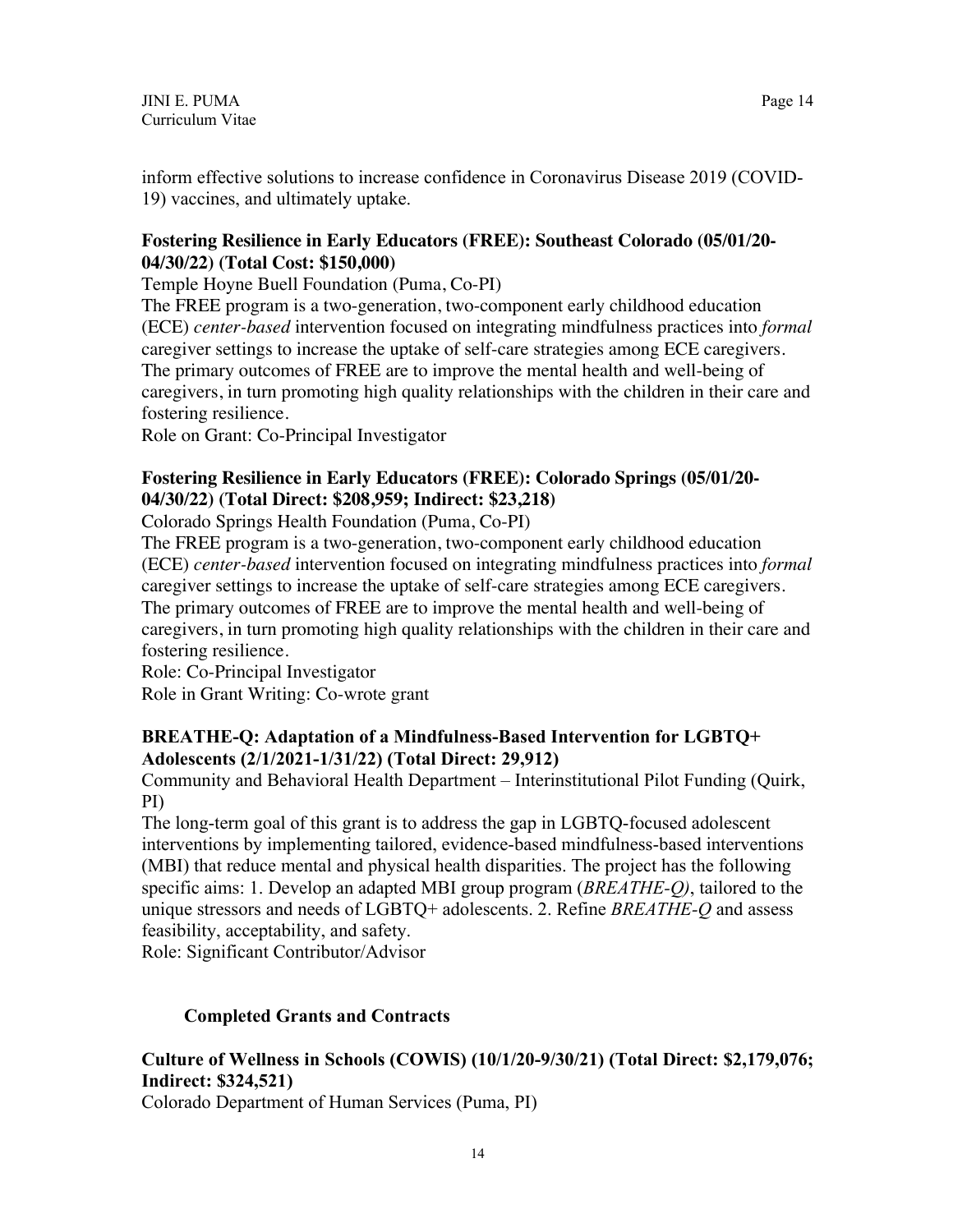inform effective solutions to increase confidence in Coronavirus Disease 2019 (COVID-19) vaccines, and ultimately uptake.

**Fostering Resilience in Early Educators (FREE): Southeast Colorado (05/01/20-04/30/22) (Total Cost: $150,000)**

Temple Hoyne Buell Foundation (Puma, Co-PI)

The FREE program is a two-generation, two-component early childhood education (ECE) *center-based* intervention focused on integrating mindfulness practices into *formal* caregiver settings to increase the uptake of self-care strategies among ECE caregivers. The primary outcomes of FREE are to improve the mental health and well-being of caregivers, in turn promoting high quality relationships with the children in their care and fostering resilience.

Role on Grant: Co-Principal Investigator

**Fostering Resilience in Early Educators (FREE): Colorado Springs (05/01/20-04/30/22) (Total Direct: $208,959; Indirect: $23,218)**

Colorado Springs Health Foundation (Puma, Co-PI)

The FREE program is a two-generation, two-component early childhood education (ECE) *center-based* intervention focused on integrating mindfulness practices into *formal* caregiver settings to increase the uptake of self-care strategies among ECE caregivers. The primary outcomes of FREE are to improve the mental health and well-being of caregivers, in turn promoting high quality relationships with the children in their care and fostering resilience.

Role: Co-Principal Investigator

Role in Grant Writing: Co-wrote grant

**BREATHE-Q: Adaptation of a Mindfulness-Based Intervention for LGBTQ+ Adolescents (2/1/2021-1/31/22) (Total Direct: 29,912)**

Community and Behavioral Health Department – Interinstitutional Pilot Funding (Quirk, PI)

The long-term goal of this grant is to address the gap in LGBTQ-focused adolescent interventions by implementing tailored, evidence-based mindfulness-based interventions (MBI) that reduce mental and physical health disparities. The project has the following specific aims: 1. Develop an adapted MBI group program (*BREATHE-Q)*, tailored to the unique stressors and needs of LGBTQ+ adolescents. 2. Refine *BREATHE-Q* and assess feasibility, acceptability, and safety.

Role: Significant Contributor/Advisor

### Completed Grants and Contracts

**Culture of Wellness in Schools (COWIS) (10/1/20-9/30/21) (Total Direct: $2,179,076; Indirect: $324,521)**

Colorado Department of Human Services (Puma, PI)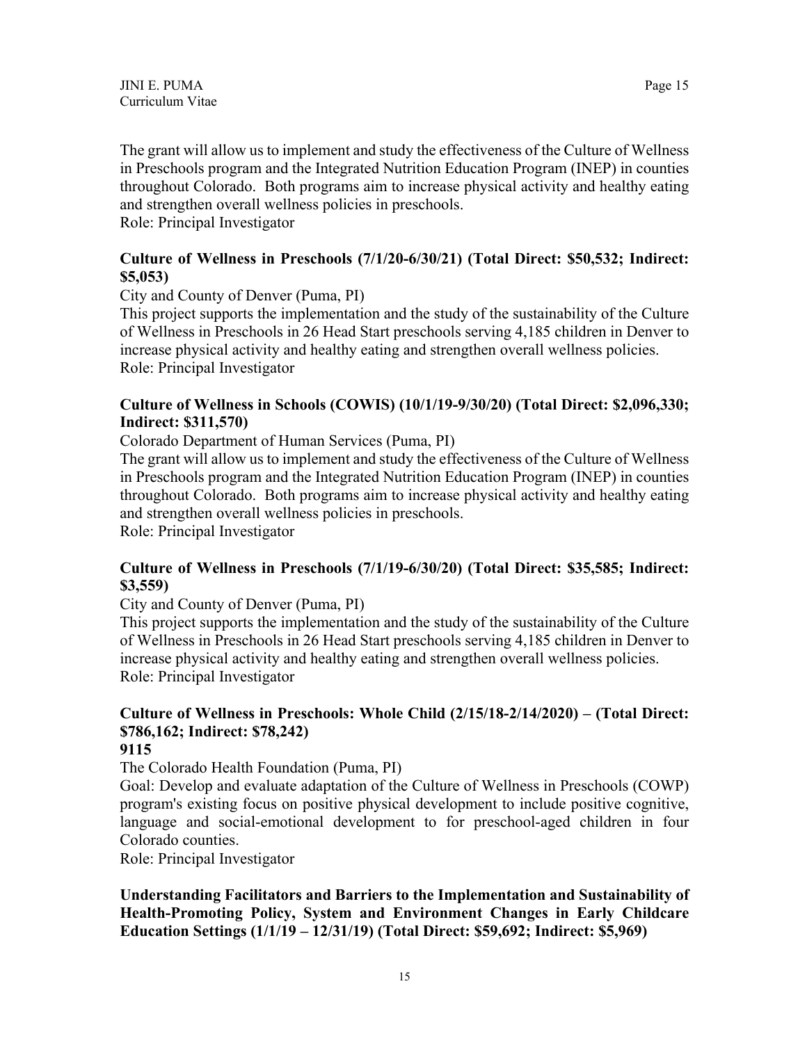The grant will allow us to implement and study the effectiveness of the Culture of Wellness in Preschools program and the Integrated Nutrition Education Program (INEP) in counties throughout Colorado. Both programs aim to increase physical activity and healthy eating and strengthen overall wellness policies in preschools.
Role: Principal Investigator

**Culture of Wellness in Preschools (7/1/20-6/30/21) (Total Direct: $50,532; Indirect: $5,053)**

City and County of Denver (Puma, PI)
This project supports the implementation and the study of the sustainability of the Culture of Wellness in Preschools in 26 Head Start preschools serving 4,185 children in Denver to increase physical activity and healthy eating and strengthen overall wellness policies.
Role: Principal Investigator

**Culture of Wellness in Schools (COWIS) (10/1/19-9/30/20) (Total Direct: $2,096,330; Indirect: $311,570)**

Colorado Department of Human Services (Puma, PI)
The grant will allow us to implement and study the effectiveness of the Culture of Wellness in Preschools program and the Integrated Nutrition Education Program (INEP) in counties throughout Colorado. Both programs aim to increase physical activity and healthy eating and strengthen overall wellness policies in preschools.
Role: Principal Investigator

**Culture of Wellness in Preschools (7/1/19-6/30/20) (Total Direct: $35,585; Indirect: $3,559)**

City and County of Denver (Puma, PI)
This project supports the implementation and the study of the sustainability of the Culture of Wellness in Preschools in 26 Head Start preschools serving 4,185 children in Denver to increase physical activity and healthy eating and strengthen overall wellness policies.
Role: Principal Investigator

**Culture of Wellness in Preschools: Whole Child (2/15/18-2/14/2020) – (Total Direct: $786,162; Indirect: $78,242)**
**9115**

The Colorado Health Foundation (Puma, PI)
Goal: Develop and evaluate adaptation of the Culture of Wellness in Preschools (COWP) program's existing focus on positive physical development to include positive cognitive, language and social-emotional development to for preschool-aged children in four Colorado counties.
Role: Principal Investigator

**Understanding Facilitators and Barriers to the Implementation and Sustainability of Health-Promoting Policy, System and Environment Changes in Early Childcare Education Settings (1/1/19 – 12/31/19) (Total Direct: $59,692; Indirect: $5,969)**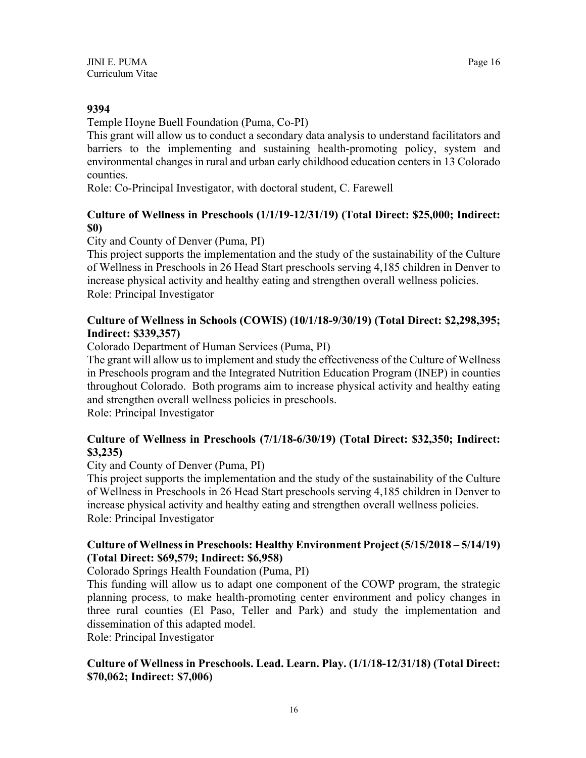**9394**

Temple Hoyne Buell Foundation (Puma, Co-PI)

This grant will allow us to conduct a secondary data analysis to understand facilitators and barriers to the implementing and sustaining health-promoting policy, system and environmental changes in rural and urban early childhood education centers in 13 Colorado counties.

Role: Co-Principal Investigator, with doctoral student, C. Farewell

**Culture of Wellness in Preschools (1/1/19-12/31/19) (Total Direct: $25,000; Indirect: $0)**

City and County of Denver (Puma, PI)

This project supports the implementation and the study of the sustainability of the Culture of Wellness in Preschools in 26 Head Start preschools serving 4,185 children in Denver to increase physical activity and healthy eating and strengthen overall wellness policies.

Role: Principal Investigator

**Culture of Wellness in Schools (COWIS) (10/1/18-9/30/19) (Total Direct: $2,298,395; Indirect: $339,357)**

Colorado Department of Human Services (Puma, PI)

The grant will allow us to implement and study the effectiveness of the Culture of Wellness in Preschools program and the Integrated Nutrition Education Program (INEP) in counties throughout Colorado. Both programs aim to increase physical activity and healthy eating and strengthen overall wellness policies in preschools.

Role: Principal Investigator

**Culture of Wellness in Preschools (7/1/18-6/30/19) (Total Direct: $32,350; Indirect: $3,235)**

City and County of Denver (Puma, PI)

This project supports the implementation and the study of the sustainability of the Culture of Wellness in Preschools in 26 Head Start preschools serving 4,185 children in Denver to increase physical activity and healthy eating and strengthen overall wellness policies.

Role: Principal Investigator

**Culture of Wellness in Preschools: Healthy Environment Project (5/15/2018 – 5/14/19) (Total Direct: $69,579; Indirect: $6,958)**

Colorado Springs Health Foundation (Puma, PI)

This funding will allow us to adapt one component of the COWP program, the strategic planning process, to make health-promoting center environment and policy changes in three rural counties (El Paso, Teller and Park) and study the implementation and dissemination of this adapted model.

Role: Principal Investigator

**Culture of Wellness in Preschools. Lead. Learn. Play. (1/1/18-12/31/18) (Total Direct: $70,062; Indirect: $7,006)**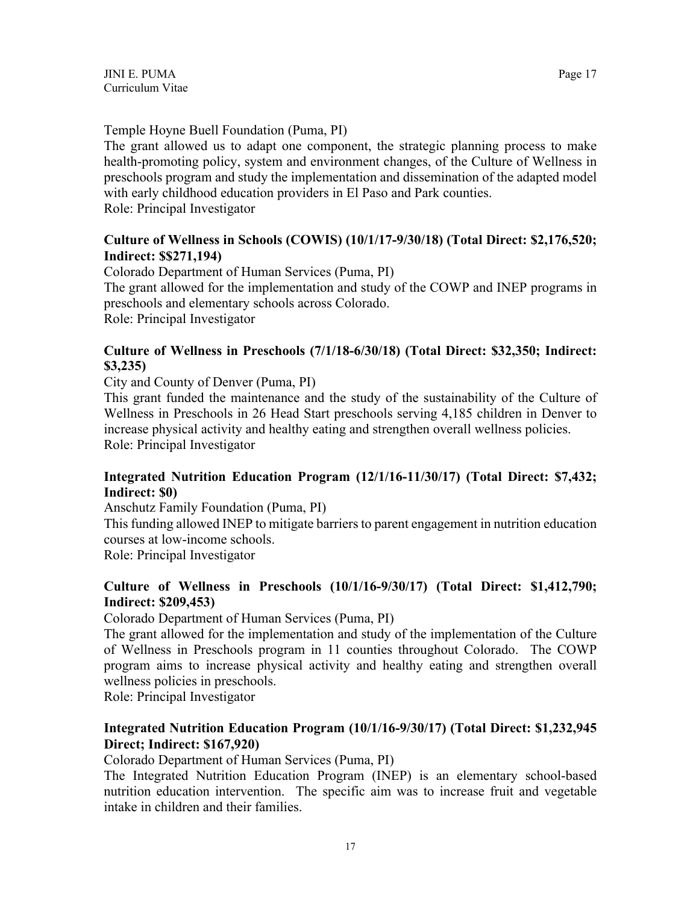Temple Hoyne Buell Foundation (Puma, PI)
The grant allowed us to adapt one component, the strategic planning process to make health-promoting policy, system and environment changes, of the Culture of Wellness in preschools program and study the implementation and dissemination of the adapted model with early childhood education providers in El Paso and Park counties.
Role: Principal Investigator

**Culture of Wellness in Schools (COWIS) (10/1/17-9/30/18) (Total Direct: $2,176,520; Indirect: $$271,194)**
Colorado Department of Human Services (Puma, PI)
The grant allowed for the implementation and study of the COWP and INEP programs in preschools and elementary schools across Colorado.
Role: Principal Investigator

**Culture of Wellness in Preschools (7/1/18-6/30/18) (Total Direct: $32,350; Indirect: $3,235)**
City and County of Denver (Puma, PI)
This grant funded the maintenance and the study of the sustainability of the Culture of Wellness in Preschools in 26 Head Start preschools serving 4,185 children in Denver to increase physical activity and healthy eating and strengthen overall wellness policies.
Role: Principal Investigator

**Integrated Nutrition Education Program (12/1/16-11/30/17) (Total Direct: $7,432; Indirect: $0)**
Anschutz Family Foundation (Puma, PI)
This funding allowed INEP to mitigate barriers to parent engagement in nutrition education courses at low-income schools.
Role: Principal Investigator

**Culture of Wellness in Preschools (10/1/16-9/30/17) (Total Direct: $1,412,790; Indirect: $209,453)**
Colorado Department of Human Services (Puma, PI)
The grant allowed for the implementation and study of the implementation of the Culture of Wellness in Preschools program in 11 counties throughout Colorado. The COWP program aims to increase physical activity and healthy eating and strengthen overall wellness policies in preschools.
Role: Principal Investigator

**Integrated Nutrition Education Program (10/1/16-9/30/17) (Total Direct: $1,232,945 Direct; Indirect: $167,920)**
Colorado Department of Human Services (Puma, PI)
The Integrated Nutrition Education Program (INEP) is an elementary school-based nutrition education intervention. The specific aim was to increase fruit and vegetable intake in children and their families.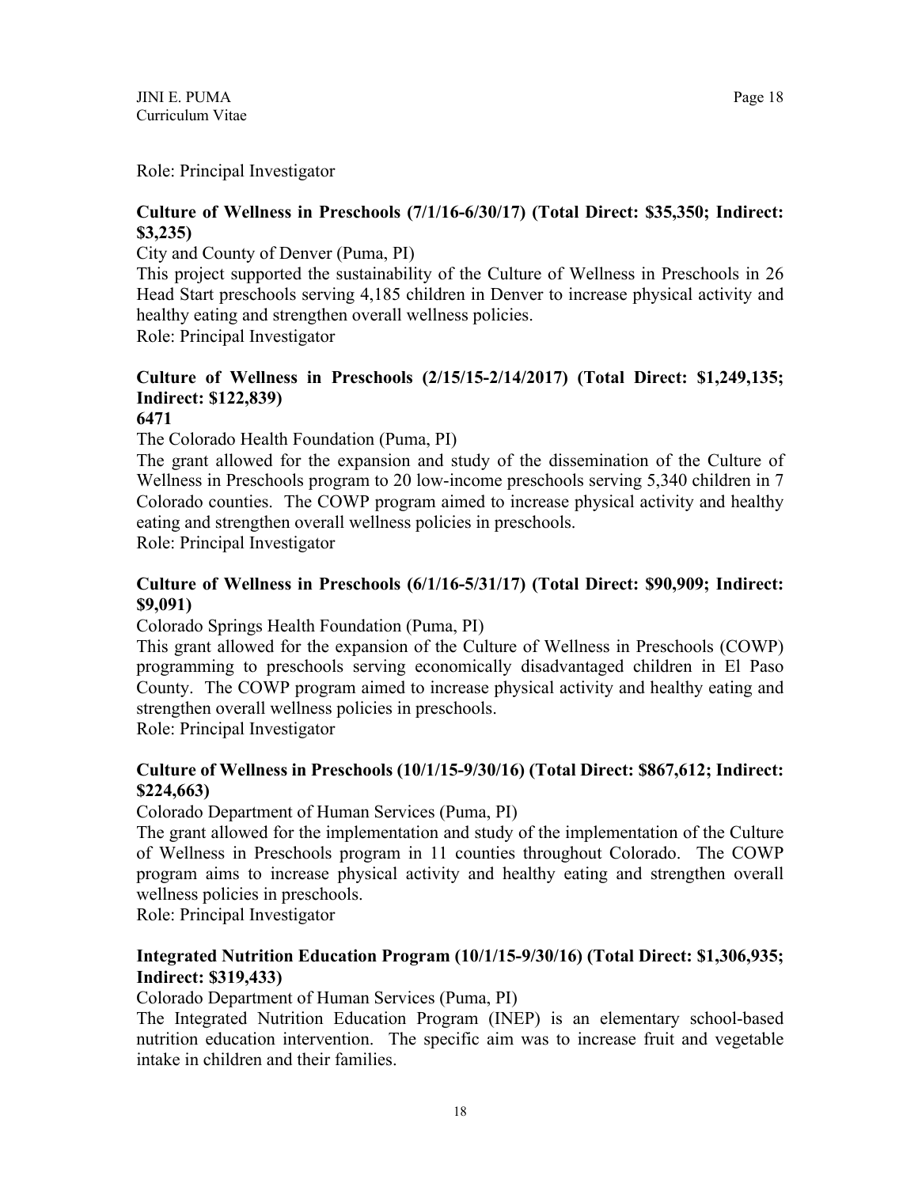Role: Principal Investigator

**Culture of Wellness in Preschools (7/1/16-6/30/17) (Total Direct: $35,350; Indirect: $3,235)**

City and County of Denver (Puma, PI)

This project supported the sustainability of the Culture of Wellness in Preschools in 26 Head Start preschools serving 4,185 children in Denver to increase physical activity and healthy eating and strengthen overall wellness policies.

Role: Principal Investigator

**Culture of Wellness in Preschools (2/15/15-2/14/2017) (Total Direct: $1,249,135; Indirect: $122,839)**
**6471**

The Colorado Health Foundation (Puma, PI)

The grant allowed for the expansion and study of the dissemination of the Culture of Wellness in Preschools program to 20 low-income preschools serving 5,340 children in 7 Colorado counties. The COWP program aimed to increase physical activity and healthy eating and strengthen overall wellness policies in preschools.

Role: Principal Investigator

**Culture of Wellness in Preschools (6/1/16-5/31/17) (Total Direct: $90,909; Indirect: $9,091)**

Colorado Springs Health Foundation (Puma, PI)

This grant allowed for the expansion of the Culture of Wellness in Preschools (COWP) programming to preschools serving economically disadvantaged children in El Paso County. The COWP program aimed to increase physical activity and healthy eating and strengthen overall wellness policies in preschools.

Role: Principal Investigator

**Culture of Wellness in Preschools (10/1/15-9/30/16) (Total Direct: $867,612; Indirect: $224,663)**

Colorado Department of Human Services (Puma, PI)

The grant allowed for the implementation and study of the implementation of the Culture of Wellness in Preschools program in 11 counties throughout Colorado. The COWP program aims to increase physical activity and healthy eating and strengthen overall wellness policies in preschools.

Role: Principal Investigator

**Integrated Nutrition Education Program (10/1/15-9/30/16) (Total Direct: $1,306,935; Indirect: $319,433)**

Colorado Department of Human Services (Puma, PI)

The Integrated Nutrition Education Program (INEP) is an elementary school-based nutrition education intervention. The specific aim was to increase fruit and vegetable intake in children and their families.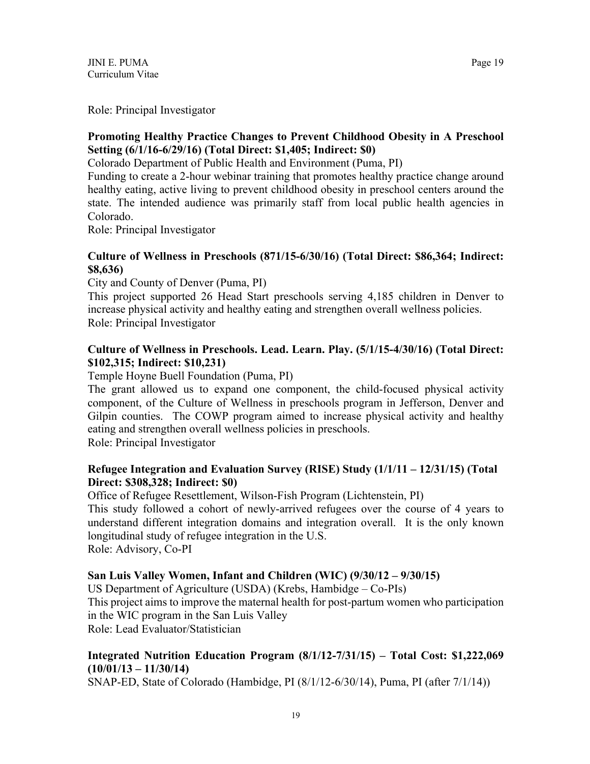Role: Principal Investigator

**Promoting Healthy Practice Changes to Prevent Childhood Obesity in A Preschool Setting (6/1/16-6/29/16) (Total Direct: $1,405; Indirect: $0)**

Colorado Department of Public Health and Environment (Puma, PI)

Funding to create a 2-hour webinar training that promotes healthy practice change around healthy eating, active living to prevent childhood obesity in preschool centers around the state. The intended audience was primarily staff from local public health agencies in Colorado.

Role: Principal Investigator

**Culture of Wellness in Preschools (871/15-6/30/16) (Total Direct: $86,364; Indirect: $8,636)**

City and County of Denver (Puma, PI)

This project supported 26 Head Start preschools serving 4,185 children in Denver to increase physical activity and healthy eating and strengthen overall wellness policies.

Role: Principal Investigator

**Culture of Wellness in Preschools. Lead. Learn. Play. (5/1/15-4/30/16) (Total Direct: $102,315; Indirect: $10,231)**

Temple Hoyne Buell Foundation (Puma, PI)

The grant allowed us to expand one component, the child-focused physical activity component, of the Culture of Wellness in preschools program in Jefferson, Denver and Gilpin counties. The COWP program aimed to increase physical activity and healthy eating and strengthen overall wellness policies in preschools.

Role: Principal Investigator

**Refugee Integration and Evaluation Survey (RISE) Study (1/1/11 – 12/31/15) (Total Direct: $308,328; Indirect: $0)**

Office of Refugee Resettlement, Wilson-Fish Program (Lichtenstein, PI)

This study followed a cohort of newly-arrived refugees over the course of 4 years to understand different integration domains and integration overall. It is the only known longitudinal study of refugee integration in the U.S.

Role: Advisory, Co-PI

**San Luis Valley Women, Infant and Children (WIC) (9/30/12 – 9/30/15)**

US Department of Agriculture (USDA) (Krebs, Hambidge – Co-PIs)

This project aims to improve the maternal health for post-partum women who participation in the WIC program in the San Luis Valley

Role: Lead Evaluator/Statistician

**Integrated Nutrition Education Program (8/1/12-7/31/15) – Total Cost: $1,222,069 (10/01/13 – 11/30/14)**

SNAP-ED, State of Colorado (Hambidge, PI (8/1/12-6/30/14), Puma, PI (after 7/1/14))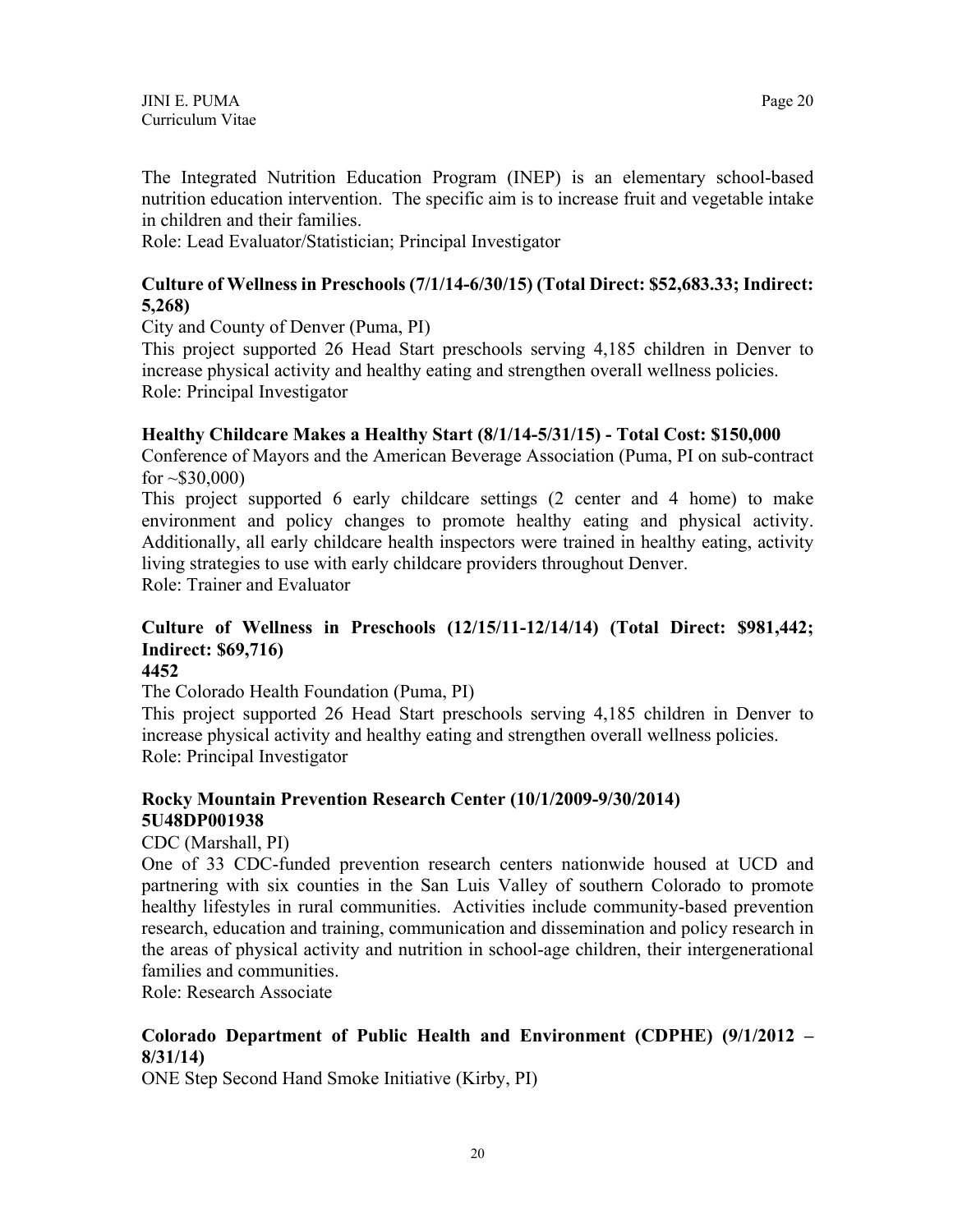The Integrated Nutrition Education Program (INEP) is an elementary school-based nutrition education intervention. The specific aim is to increase fruit and vegetable intake in children and their families.
Role: Lead Evaluator/Statistician; Principal Investigator

**Culture of Wellness in Preschools (7/1/14-6/30/15) (Total Direct: $52,683.33; Indirect: 5,268)**
City and County of Denver (Puma, PI)
This project supported 26 Head Start preschools serving 4,185 children in Denver to increase physical activity and healthy eating and strengthen overall wellness policies.
Role: Principal Investigator

**Healthy Childcare Makes a Healthy Start (8/1/14-5/31/15) - Total Cost: $150,000**
Conference of Mayors and the American Beverage Association (Puma, PI on sub-contract for ~$30,000)
This project supported 6 early childcare settings (2 center and 4 home) to make environment and policy changes to promote healthy eating and physical activity. Additionally, all early childcare health inspectors were trained in healthy eating, activity living strategies to use with early childcare providers throughout Denver.
Role: Trainer and Evaluator

**Culture of Wellness in Preschools (12/15/11-12/14/14) (Total Direct: $981,442; Indirect: $69,716)**
**4452**
The Colorado Health Foundation (Puma, PI)
This project supported 26 Head Start preschools serving 4,185 children in Denver to increase physical activity and healthy eating and strengthen overall wellness policies.
Role: Principal Investigator

**Rocky Mountain Prevention Research Center (10/1/2009-9/30/2014)**
**5U48DP001938**
CDC (Marshall, PI)
One of 33 CDC-funded prevention research centers nationwide housed at UCD and partnering with six counties in the San Luis Valley of southern Colorado to promote healthy lifestyles in rural communities. Activities include community-based prevention research, education and training, communication and dissemination and policy research in the areas of physical activity and nutrition in school-age children, their intergenerational families and communities.
Role: Research Associate

**Colorado Department of Public Health and Environment (CDPHE) (9/1/2012 – 8/31/14)**
ONE Step Second Hand Smoke Initiative (Kirby, PI)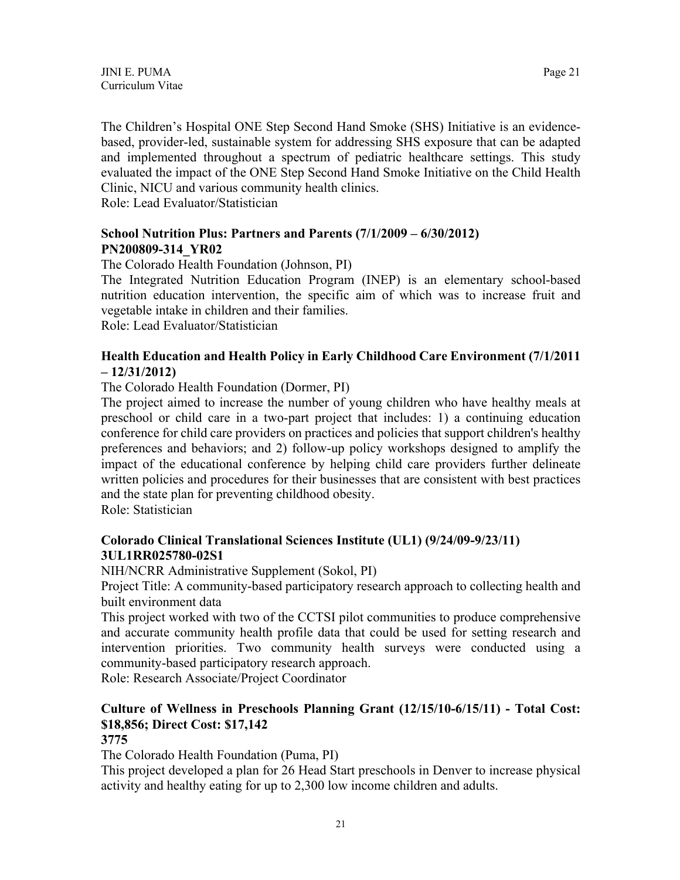The Children's Hospital ONE Step Second Hand Smoke (SHS) Initiative is an evidence-based, provider-led, sustainable system for addressing SHS exposure that can be adapted and implemented throughout a spectrum of pediatric healthcare settings. This study evaluated the impact of the ONE Step Second Hand Smoke Initiative on the Child Health Clinic, NICU and various community health clinics.
Role: Lead Evaluator/Statistician

**School Nutrition Plus: Partners and Parents (7/1/2009 – 6/30/2012)**
**PN200809-314_YR02**
The Colorado Health Foundation (Johnson, PI)
The Integrated Nutrition Education Program (INEP) is an elementary school-based nutrition education intervention, the specific aim of which was to increase fruit and vegetable intake in children and their families.
Role: Lead Evaluator/Statistician

**Health Education and Health Policy in Early Childhood Care Environment (7/1/2011 – 12/31/2012)**
The Colorado Health Foundation (Dormer, PI)
The project aimed to increase the number of young children who have healthy meals at preschool or child care in a two-part project that includes: 1) a continuing education conference for child care providers on practices and policies that support children's healthy preferences and behaviors; and 2) follow-up policy workshops designed to amplify the impact of the educational conference by helping child care providers further delineate written policies and procedures for their businesses that are consistent with best practices and the state plan for preventing childhood obesity.
Role: Statistician

**Colorado Clinical Translational Sciences Institute (UL1) (9/24/09-9/23/11)**
**3UL1RR025780-02S1**
NIH/NCRR Administrative Supplement (Sokol, PI)
Project Title: A community-based participatory research approach to collecting health and built environment data
This project worked with two of the CCTSI pilot communities to produce comprehensive and accurate community health profile data that could be used for setting research and intervention priorities. Two community health surveys were conducted using a community-based participatory research approach.
Role: Research Associate/Project Coordinator

**Culture of Wellness in Preschools Planning Grant (12/15/10-6/15/11) - Total Cost: $18,856; Direct Cost: $17,142**
**3775**
The Colorado Health Foundation (Puma, PI)
This project developed a plan for 26 Head Start preschools in Denver to increase physical activity and healthy eating for up to 2,300 low income children and adults.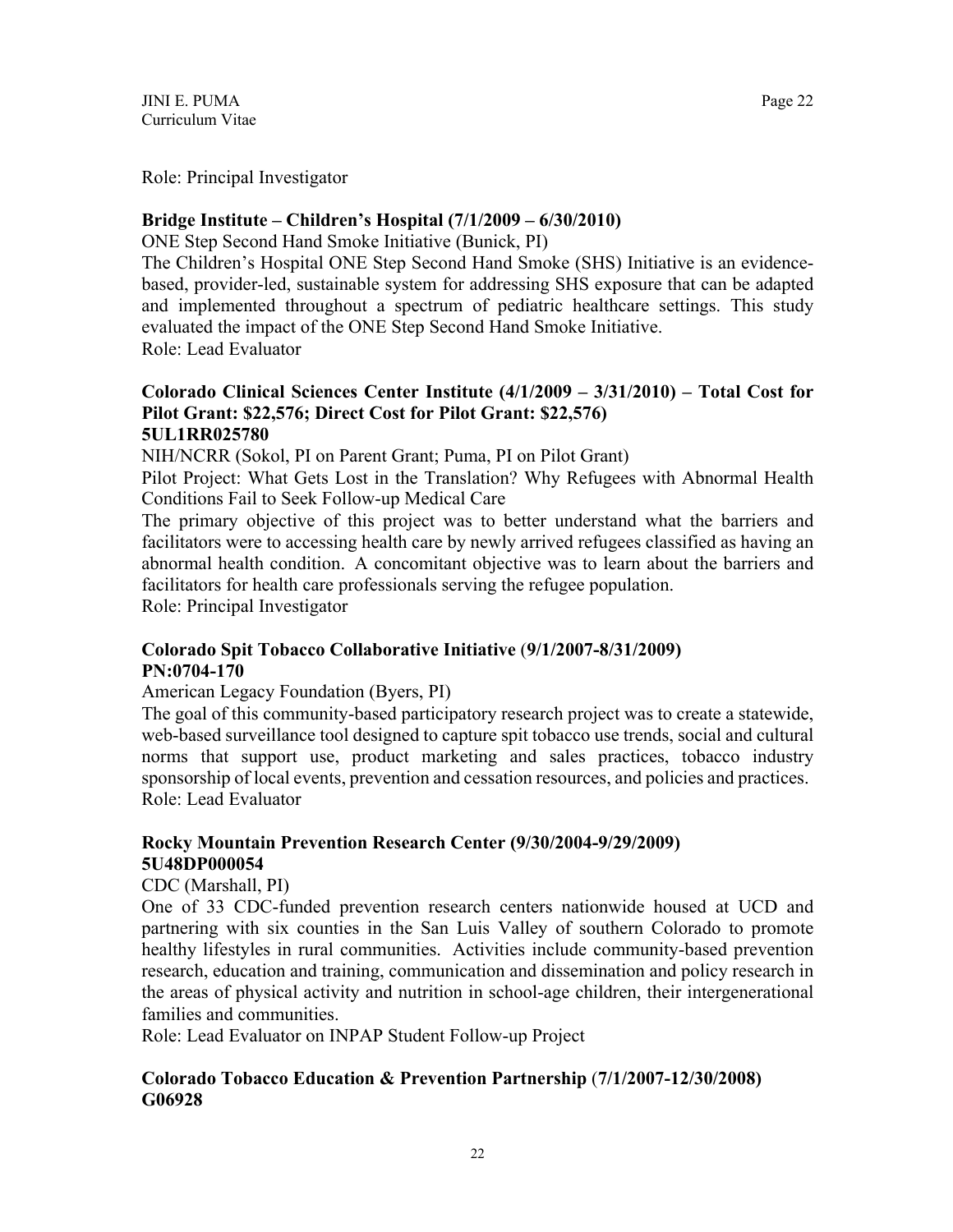Role: Principal Investigator

**Bridge Institute – Children's Hospital (7/1/2009 – 6/30/2010)**

ONE Step Second Hand Smoke Initiative (Bunick, PI)

The Children's Hospital ONE Step Second Hand Smoke (SHS) Initiative is an evidence-based, provider-led, sustainable system for addressing SHS exposure that can be adapted and implemented throughout a spectrum of pediatric healthcare settings. This study evaluated the impact of the ONE Step Second Hand Smoke Initiative.

Role: Lead Evaluator

**Colorado Clinical Sciences Center Institute (4/1/2009 – 3/31/2010) – Total Cost for Pilot Grant: $22,576; Direct Cost for Pilot Grant: $22,576)**
**5UL1RR025780**

NIH/NCRR (Sokol, PI on Parent Grant; Puma, PI on Pilot Grant)

Pilot Project: What Gets Lost in the Translation? Why Refugees with Abnormal Health Conditions Fail to Seek Follow-up Medical Care

The primary objective of this project was to better understand what the barriers and facilitators were to accessing health care by newly arrived refugees classified as having an abnormal health condition. A concomitant objective was to learn about the barriers and facilitators for health care professionals serving the refugee population.

Role: Principal Investigator

**Colorado Spit Tobacco Collaborative Initiative (9/1/2007-8/31/2009)**
**PN:0704-170**

American Legacy Foundation (Byers, PI)

The goal of this community-based participatory research project was to create a statewide, web-based surveillance tool designed to capture spit tobacco use trends, social and cultural norms that support use, product marketing and sales practices, tobacco industry sponsorship of local events, prevention and cessation resources, and policies and practices.

Role: Lead Evaluator

**Rocky Mountain Prevention Research Center (9/30/2004-9/29/2009)**
**5U48DP000054**

CDC (Marshall, PI)

One of 33 CDC-funded prevention research centers nationwide housed at UCD and partnering with six counties in the San Luis Valley of southern Colorado to promote healthy lifestyles in rural communities. Activities include community-based prevention research, education and training, communication and dissemination and policy research in the areas of physical activity and nutrition in school-age children, their intergenerational families and communities.

Role: Lead Evaluator on INPAP Student Follow-up Project

**Colorado Tobacco Education & Prevention Partnership (7/1/2007-12/30/2008)**
**G06928**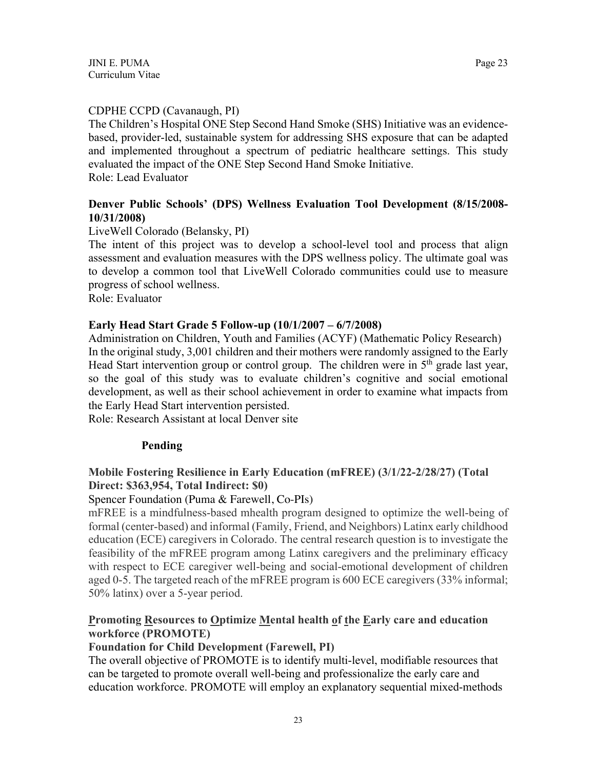CDPHE CCPD (Cavanaugh, PI)

The Children's Hospital ONE Step Second Hand Smoke (SHS) Initiative was an evidence-based, provider-led, sustainable system for addressing SHS exposure that can be adapted and implemented throughout a spectrum of pediatric healthcare settings. This study evaluated the impact of the ONE Step Second Hand Smoke Initiative.

Role: Lead Evaluator

**Denver Public Schools' (DPS) Wellness Evaluation Tool Development (8/15/2008-10/31/2008)**

LiveWell Colorado (Belansky, PI)

The intent of this project was to develop a school-level tool and process that align assessment and evaluation measures with the DPS wellness policy. The ultimate goal was to develop a common tool that LiveWell Colorado communities could use to measure progress of school wellness.

Role: Evaluator

**Early Head Start Grade 5 Follow-up (10/1/2007 – 6/7/2008)**

Administration on Children, Youth and Families (ACYF) (Mathematic Policy Research)

In the original study, 3,001 children and their mothers were randomly assigned to the Early Head Start intervention group or control group. The children were in 5th grade last year, so the goal of this study was to evaluate children's cognitive and social emotional development, as well as their school achievement in order to examine what impacts from the Early Head Start intervention persisted.

Role: Research Assistant at local Denver site

**Pending**

**Mobile Fostering Resilience in Early Education (mFREE) (3/1/22-2/28/27) (Total Direct: $363,954, Total Indirect: $0)**

Spencer Foundation (Puma & Farewell, Co-PIs)

mFREE is a mindfulness-based mhealth program designed to optimize the well-being of formal (center-based) and informal (Family, Friend, and Neighbors) Latinx early childhood education (ECE) caregivers in Colorado. The central research question is to investigate the feasibility of the mFREE program among Latinx caregivers and the preliminary efficacy with respect to ECE caregiver well-being and social-emotional development of children aged 0-5. The targeted reach of the mFREE program is 600 ECE caregivers (33% informal; 50% latinx) over a 5-year period.

**Promoting Resources to Optimize Mental health of the Early care and education workforce (PROMOTE)**

**Foundation for Child Development (Farewell, PI)**

The overall objective of PROMOTE is to identify multi-level, modifiable resources that can be targeted to promote overall well-being and professionalize the early care and education workforce. PROMOTE will employ an explanatory sequential mixed-methods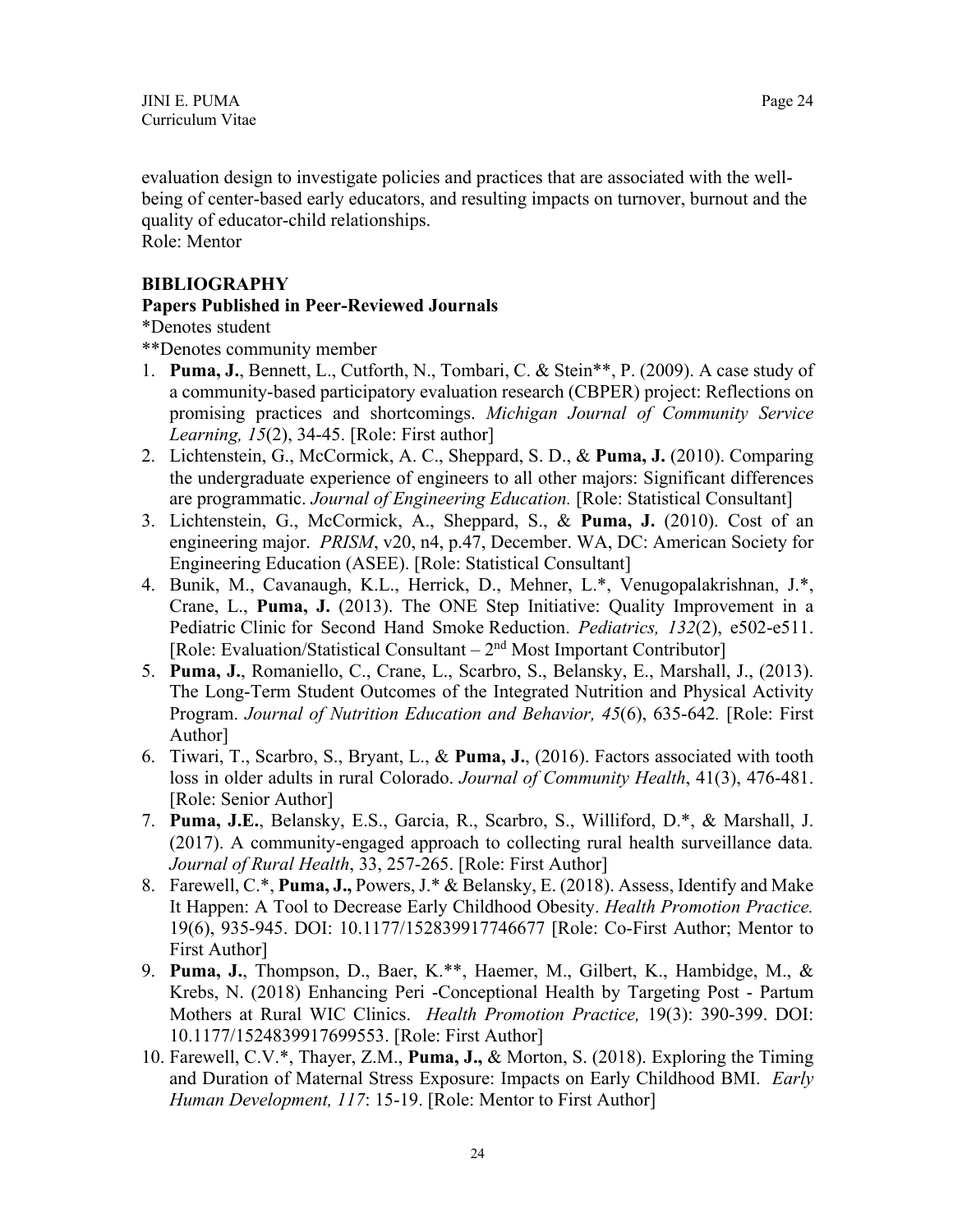evaluation design to investigate policies and practices that are associated with the well-being of center-based early educators, and resulting impacts on turnover, burnout and the quality of educator-child relationships.
Role: Mentor

## BIBLIOGRAPHY

### Papers Published in Peer-Reviewed Journals

*Denotes student
**Denotes community member

1. **Puma, J.**, Bennett, L., Cutforth, N., Tombari, C. & Stein**, P. (2009). A case study of a community-based participatory evaluation research (CBPER) project: Reflections on promising practices and shortcomings. *Michigan Journal of Community Service Learning, 15*(2), 34-45. [Role: First author]
2. Lichtenstein, G., McCormick, A. C., Sheppard, S. D., & **Puma, J.** (2010). Comparing the undergraduate experience of engineers to all other majors: Significant differences are programmatic. *Journal of Engineering Education.* [Role: Statistical Consultant]
3. Lichtenstein, G., McCormick, A., Sheppard, S., & **Puma, J.** (2010). Cost of an engineering major. *PRISM*, v20, n4, p.47, December. WA, DC: American Society for Engineering Education (ASEE). [Role: Statistical Consultant]
4. Bunik, M., Cavanaugh, K.L., Herrick, D., Mehner, L.*, Venugopalakrishnan, J.*, Crane, L., **Puma, J.** (2013). The ONE Step Initiative: Quality Improvement in a Pediatric Clinic for Second Hand Smoke Reduction. *Pediatrics, 132*(2), e502-e511. [Role: Evaluation/Statistical Consultant – 2nd Most Important Contributor]
5. **Puma, J.**, Romaniello, C., Crane, L., Scarbro, S., Belansky, E., Marshall, J., (2013). The Long-Term Student Outcomes of the Integrated Nutrition and Physical Activity Program. *Journal of Nutrition Education and Behavior, 45*(6), 635-642. [Role: First Author]
6. Tiwari, T., Scarbro, S., Bryant, L., & **Puma, J.**, (2016). Factors associated with tooth loss in older adults in rural Colorado. *Journal of Community Health*, 41(3), 476-481. [Role: Senior Author]
7. **Puma, J.E.**, Belansky, E.S., Garcia, R., Scarbro, S., Williford, D.*, & Marshall, J. (2017). A community-engaged approach to collecting rural health surveillance data. *Journal of Rural Health*, 33, 257-265. [Role: First Author]
8. Farewell, C.*, **Puma, J.,** Powers, J.* & Belansky, E. (2018). Assess, Identify and Make It Happen: A Tool to Decrease Early Childhood Obesity. *Health Promotion Practice.* 19(6), 935-945. DOI: 10.1177/152839917746677 [Role: Co-First Author; Mentor to First Author]
9. **Puma, J.**, Thompson, D., Baer, K.**, Haemer, M., Gilbert, K., Hambidge, M., & Krebs, N. (2018) Enhancing Peri -Conceptional Health by Targeting Post - Partum Mothers at Rural WIC Clinics. *Health Promotion Practice,* 19(3): 390-399. DOI: 10.1177/1524839917699553. [Role: First Author]
10. Farewell, C.V.*, Thayer, Z.M., **Puma, J.,** & Morton, S. (2018). Exploring the Timing and Duration of Maternal Stress Exposure: Impacts on Early Childhood BMI. *Early Human Development, 117*: 15-19. [Role: Mentor to First Author]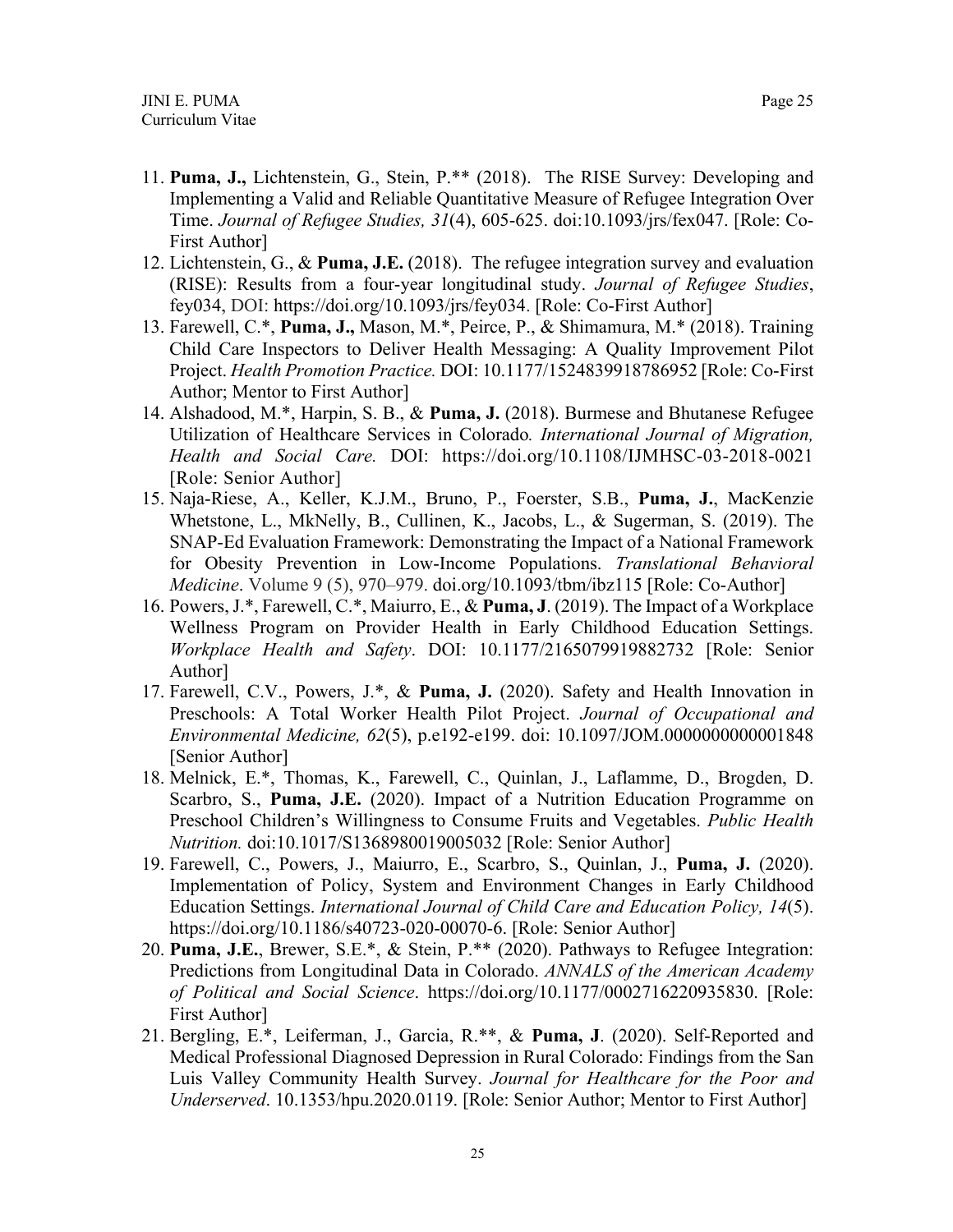11. **Puma, J.,** Lichtenstein, G., Stein, P.** (2018). The RISE Survey: Developing and Implementing a Valid and Reliable Quantitative Measure of Refugee Integration Over Time. *Journal of Refugee Studies, 31*(4), 605-625. doi:10.1093/jrs/fex047. [Role: Co-First Author]
12. Lichtenstein, G., & **Puma, J.E.** (2018). The refugee integration survey and evaluation (RISE): Results from a four-year longitudinal study. *Journal of Refugee Studies*, fey034, DOI: https://doi.org/10.1093/jrs/fey034. [Role: Co-First Author]
13. Farewell, C.*, **Puma, J.,** Mason, M.*, Peirce, P., & Shimamura, M.* (2018). Training Child Care Inspectors to Deliver Health Messaging: A Quality Improvement Pilot Project. *Health Promotion Practice.* DOI: 10.1177/1524839918786952 [Role: Co-First Author; Mentor to First Author]
14. Alshadood, M.*, Harpin, S. B., & **Puma, J.** (2018). Burmese and Bhutanese Refugee Utilization of Healthcare Services in Colorado*. International Journal of Migration, Health and Social Care.* DOI: https://doi.org/10.1108/IJMHSC-03-2018-0021 [Role: Senior Author]
15. Naja-Riese, A., Keller, K.J.M., Bruno, P., Foerster, S.B., **Puma, J.**, MacKenzie Whetstone, L., MkNelly, B., Cullinen, K., Jacobs, L., & Sugerman, S. (2019). The SNAP-Ed Evaluation Framework: Demonstrating the Impact of a National Framework for Obesity Prevention in Low-Income Populations. *Translational Behavioral Medicine*. Volume 9 (5), 970–979. doi.org/10.1093/tbm/ibz115 [Role: Co-Author]
16. Powers, J.*, Farewell, C.*, Maiurro, E., & **Puma, J**. (2019). The Impact of a Workplace Wellness Program on Provider Health in Early Childhood Education Settings. *Workplace Health and Safety*. DOI: 10.1177/2165079919882732 [Role: Senior Author]
17. Farewell, C.V., Powers, J.*, & **Puma, J.** (2020). Safety and Health Innovation in Preschools: A Total Worker Health Pilot Project. *Journal of Occupational and Environmental Medicine, 62*(5), p.e192-e199. doi: 10.1097/JOM.0000000000001848 [Senior Author]
18. Melnick, E.*, Thomas, K., Farewell, C., Quinlan, J., Laflamme, D., Brogden, D. Scarbro, S., **Puma, J.E.** (2020). Impact of a Nutrition Education Programme on Preschool Children's Willingness to Consume Fruits and Vegetables. *Public Health Nutrition.* doi:10.1017/S1368980019005032 [Role: Senior Author]
19. Farewell, C., Powers, J., Maiurro, E., Scarbro, S., Quinlan, J., **Puma, J.** (2020). Implementation of Policy, System and Environment Changes in Early Childhood Education Settings. *International Journal of Child Care and Education Policy, 14*(5). https://doi.org/10.1186/s40723-020-00070-6. [Role: Senior Author]
20. **Puma, J.E.**, Brewer, S.E.*, & Stein, P.** (2020). Pathways to Refugee Integration: Predictions from Longitudinal Data in Colorado. *ANNALS of the American Academy of Political and Social Science*. https://doi.org/10.1177/0002716220935830. [Role: First Author]
21. Bergling, E.*, Leiferman, J., Garcia, R.**, & **Puma, J**. (2020). Self-Reported and Medical Professional Diagnosed Depression in Rural Colorado: Findings from the San Luis Valley Community Health Survey. *Journal for Healthcare for the Poor and Underserved*. 10.1353/hpu.2020.0119. [Role: Senior Author; Mentor to First Author]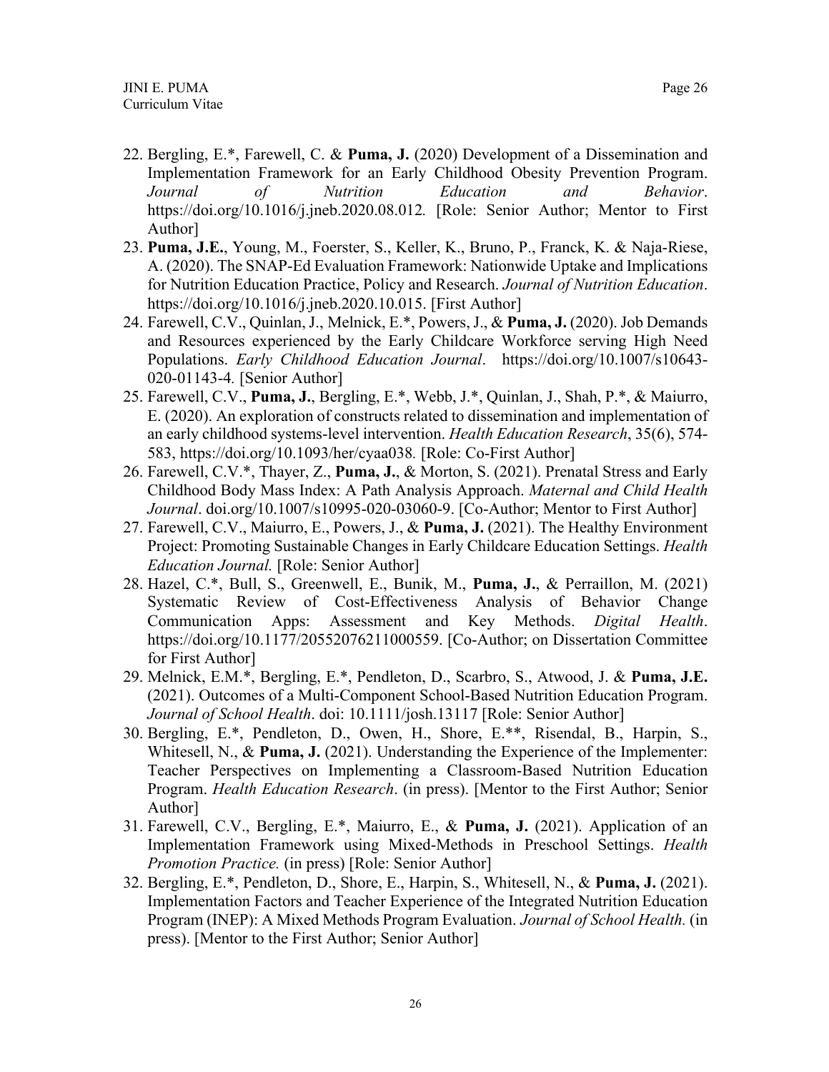22. Bergling, E.*, Farewell, C. & **Puma, J.** (2020) Development of a Dissemination and Implementation Framework for an Early Childhood Obesity Prevention Program. *Journal of Nutrition Education and Behavior*. https://doi.org/10.1016/j.jneb.2020.08.012. [Role: Senior Author; Mentor to First Author]
23. **Puma, J.E.**, Young, M., Foerster, S., Keller, K., Bruno, P., Franck, K. & Naja-Riese, A. (2020). The SNAP-Ed Evaluation Framework: Nationwide Uptake and Implications for Nutrition Education Practice, Policy and Research. *Journal of Nutrition Education*. https://doi.org/10.1016/j.jneb.2020.10.015. [First Author]
24. Farewell, C.V., Quinlan, J., Melnick, E.*, Powers, J., & **Puma, J.** (2020). Job Demands and Resources experienced by the Early Childcare Workforce serving High Need Populations. *Early Childhood Education Journal*. https://doi.org/10.1007/s10643-020-01143-4. [Senior Author]
25. Farewell, C.V., **Puma, J.**, Bergling, E.*, Webb, J.*, Quinlan, J., Shah, P.*, & Maiurro, E. (2020). An exploration of constructs related to dissemination and implementation of an early childhood systems-level intervention. *Health Education Research*, 35(6), 574-583, https://doi.org/10.1093/her/cyaa038. [Role: Co-First Author]
26. Farewell, C.V.*, Thayer, Z., **Puma, J.**, & Morton, S. (2021). Prenatal Stress and Early Childhood Body Mass Index: A Path Analysis Approach. *Maternal and Child Health Journal*. doi.org/10.1007/s10995-020-03060-9. [Co-Author; Mentor to First Author]
27. Farewell, C.V., Maiurro, E., Powers, J., & **Puma, J.** (2021). The Healthy Environment Project: Promoting Sustainable Changes in Early Childcare Education Settings. *Health Education Journal.* [Role: Senior Author]
28. Hazel, C.*, Bull, S., Greenwell, E., Bunik, M., **Puma, J.**, & Perraillon, M. (2021) Systematic Review of Cost-Effectiveness Analysis of Behavior Change Communication Apps: Assessment and Key Methods. *Digital Health*. https://doi.org/10.1177/20552076211000559. [Co-Author; on Dissertation Committee for First Author]
29. Melnick, E.M.*, Bergling, E.*, Pendleton, D., Scarbro, S., Atwood, J. & **Puma, J.E.** (2021). Outcomes of a Multi-Component School-Based Nutrition Education Program. *Journal of School Health*. doi: 10.1111/josh.13117 [Role: Senior Author]
30. Bergling, E.*, Pendleton, D., Owen, H., Shore, E.**, Risendal, B., Harpin, S., Whitesell, N., & **Puma, J.** (2021). Understanding the Experience of the Implementer: Teacher Perspectives on Implementing a Classroom-Based Nutrition Education Program. *Health Education Research*. (in press). [Mentor to the First Author; Senior Author]
31. Farewell, C.V., Bergling, E.*, Maiurro, E., & **Puma, J.** (2021). Application of an Implementation Framework using Mixed-Methods in Preschool Settings. *Health Promotion Practice.* (in press) [Role: Senior Author]
32. Bergling, E.*, Pendleton, D., Shore, E., Harpin, S., Whitesell, N., & **Puma, J.** (2021). Implementation Factors and Teacher Experience of the Integrated Nutrition Education Program (INEP): A Mixed Methods Program Evaluation. *Journal of School Health.* (in press). [Mentor to the First Author; Senior Author]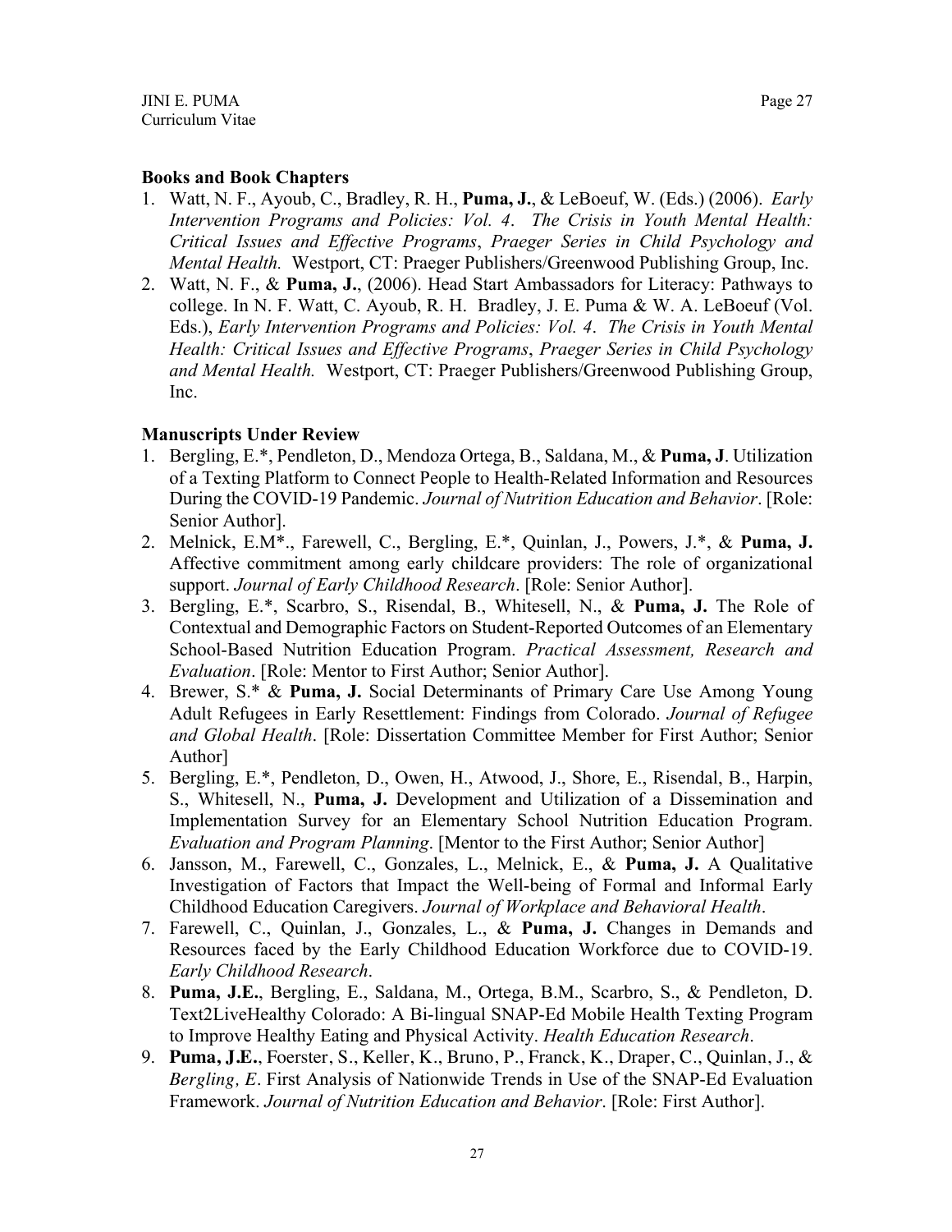**Books and Book Chapters**

1. Watt, N. F., Ayoub, C., Bradley, R. H., **Puma, J.**, & LeBoeuf, W. (Eds.) (2006). *Early Intervention Programs and Policies: Vol. 4. The Crisis in Youth Mental Health: Critical Issues and Effective Programs*, *Praeger Series in Child Psychology and Mental Health.* Westport, CT: Praeger Publishers/Greenwood Publishing Group, Inc.
2. Watt, N. F., & **Puma, J.**, (2006). Head Start Ambassadors for Literacy: Pathways to college. In N. F. Watt, C. Ayoub, R. H. Bradley, J. E. Puma & W. A. LeBoeuf (Vol. Eds.), *Early Intervention Programs and Policies: Vol. 4. The Crisis in Youth Mental Health: Critical Issues and Effective Programs*, *Praeger Series in Child Psychology and Mental Health.* Westport, CT: Praeger Publishers/Greenwood Publishing Group, Inc.

**Manuscripts Under Review**

1. Bergling, E.*, Pendleton, D., Mendoza Ortega, B., Saldana, M., & **Puma, J**. Utilization of a Texting Platform to Connect People to Health-Related Information and Resources During the COVID-19 Pandemic. *Journal of Nutrition Education and Behavior*. [Role: Senior Author].
2. Melnick, E.M*., Farewell, C., Bergling, E.*, Quinlan, J., Powers, J.*, & **Puma, J.** Affective commitment among early childcare providers: The role of organizational support. *Journal of Early Childhood Research*. [Role: Senior Author].
3. Bergling, E.*, Scarbro, S., Risendal, B., Whitesell, N., & **Puma, J.** The Role of Contextual and Demographic Factors on Student-Reported Outcomes of an Elementary School-Based Nutrition Education Program. *Practical Assessment, Research and Evaluation*. [Role: Mentor to First Author; Senior Author].
4. Brewer, S.* & **Puma, J.** Social Determinants of Primary Care Use Among Young Adult Refugees in Early Resettlement: Findings from Colorado. *Journal of Refugee and Global Health*. [Role: Dissertation Committee Member for First Author; Senior Author]
5. Bergling, E.*, Pendleton, D., Owen, H., Atwood, J., Shore, E., Risendal, B., Harpin, S., Whitesell, N., **Puma, J.** Development and Utilization of a Dissemination and Implementation Survey for an Elementary School Nutrition Education Program. *Evaluation and Program Planning*. [Mentor to the First Author; Senior Author]
6. Jansson, M., Farewell, C., Gonzales, L., Melnick, E., & **Puma, J.** A Qualitative Investigation of Factors that Impact the Well-being of Formal and Informal Early Childhood Education Caregivers. *Journal of Workplace and Behavioral Health*.
7. Farewell, C., Quinlan, J., Gonzales, L., & **Puma, J.** Changes in Demands and Resources faced by the Early Childhood Education Workforce due to COVID-19. *Early Childhood Research*.
8. **Puma, J.E.**, Bergling, E., Saldana, M., Ortega, B.M., Scarbro, S., & Pendleton, D. Text2LiveHealthy Colorado: A Bi-lingual SNAP-Ed Mobile Health Texting Program to Improve Healthy Eating and Physical Activity. *Health Education Research*.
9. **Puma, J.E.**, Foerster, S., Keller, K., Bruno, P., Franck, K., Draper, C., Quinlan, J., & *Bergling, E*. First Analysis of Nationwide Trends in Use of the SNAP-Ed Evaluation Framework. *Journal of Nutrition Education and Behavior*. [Role: First Author].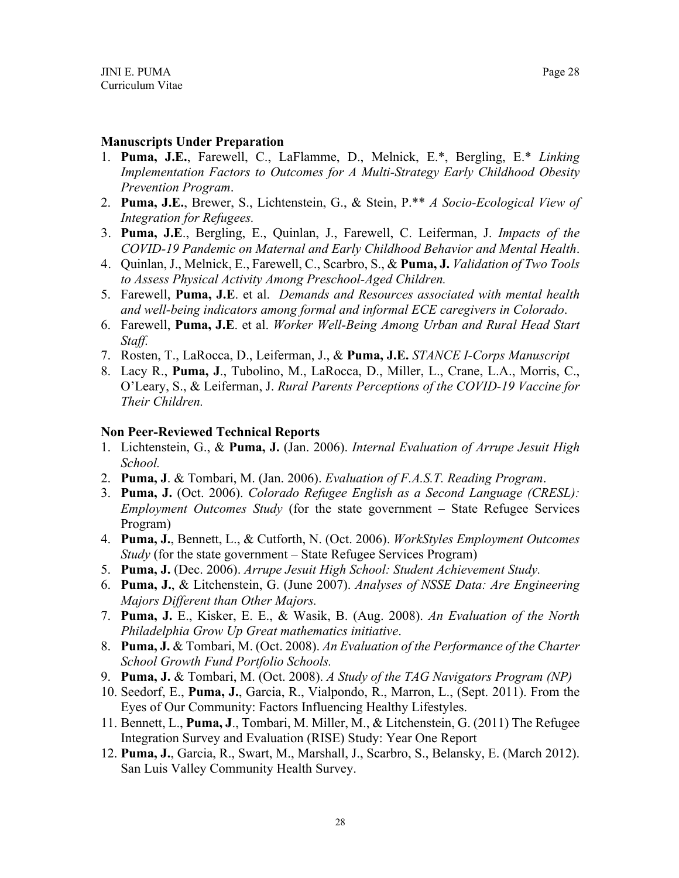### Manuscripts Under Preparation

1. **Puma, J.E.**, Farewell, C., LaFlamme, D., Melnick, E.*, Bergling, E.* *Linking Implementation Factors to Outcomes for A Multi-Strategy Early Childhood Obesity Prevention Program*.
2. **Puma, J.E.**, Brewer, S., Lichtenstein, G., & Stein, P.** *A Socio-Ecological View of Integration for Refugees.*
3. **Puma, J.E**., Bergling, E., Quinlan, J., Farewell, C. Leiferman, J. *Impacts of the COVID-19 Pandemic on Maternal and Early Childhood Behavior and Mental Health*.
4. Quinlan, J., Melnick, E., Farewell, C., Scarbro, S., & **Puma, J.** *Validation of Two Tools to Assess Physical Activity Among Preschool-Aged Children.*
5. Farewell, **Puma, J.E**. et al. *Demands and Resources associated with mental health and well-being indicators among formal and informal ECE caregivers in Colorado*.
6. Farewell, **Puma, J.E**. et al. *Worker Well-Being Among Urban and Rural Head Start Staff.*
7. Rosten, T., LaRocca, D., Leiferman, J., & **Puma, J.E.** *STANCE I-Corps Manuscript*
8. Lacy R., **Puma, J**., Tubolino, M., LaRocca, D., Miller, L., Crane, L.A., Morris, C., O'Leary, S., & Leiferman, J. *Rural Parents Perceptions of the COVID-19 Vaccine for Their Children.*

### Non Peer-Reviewed Technical Reports

1. Lichtenstein, G., & **Puma, J.** (Jan. 2006). *Internal Evaluation of Arrupe Jesuit High School.*
2. **Puma, J**. & Tombari, M. (Jan. 2006). *Evaluation of F.A.S.T. Reading Program*.
3. **Puma, J.** (Oct. 2006). *Colorado Refugee English as a Second Language (CRESL): Employment Outcomes Study* (for the state government – State Refugee Services Program)
4. **Puma, J.**, Bennett, L., & Cutforth, N. (Oct. 2006). *WorkStyles Employment Outcomes Study* (for the state government – State Refugee Services Program)
5. **Puma, J.** (Dec. 2006). *Arrupe Jesuit High School: Student Achievement Study.*
6. **Puma, J.**, & Litchenstein, G. (June 2007). *Analyses of NSSE Data: Are Engineering Majors Different than Other Majors.*
7. **Puma, J.** E., Kisker, E. E., & Wasik, B. (Aug. 2008). *An Evaluation of the North Philadelphia Grow Up Great mathematics initiative*.
8. **Puma, J.** & Tombari, M. (Oct. 2008). *An Evaluation of the Performance of the Charter School Growth Fund Portfolio Schools.*
9. **Puma, J.** & Tombari, M. (Oct. 2008). *A Study of the TAG Navigators Program (NP)*
10. Seedorf, E., **Puma, J.**, Garcia, R., Vialpondo, R., Marron, L., (Sept. 2011). From the Eyes of Our Community: Factors Influencing Healthy Lifestyles.
11. Bennett, L., **Puma, J**., Tombari, M. Miller, M., & Litchenstein, G. (2011) The Refugee Integration Survey and Evaluation (RISE) Study: Year One Report
12. **Puma, J.**, Garcia, R., Swart, M., Marshall, J., Scarbro, S., Belansky, E. (March 2012). San Luis Valley Community Health Survey.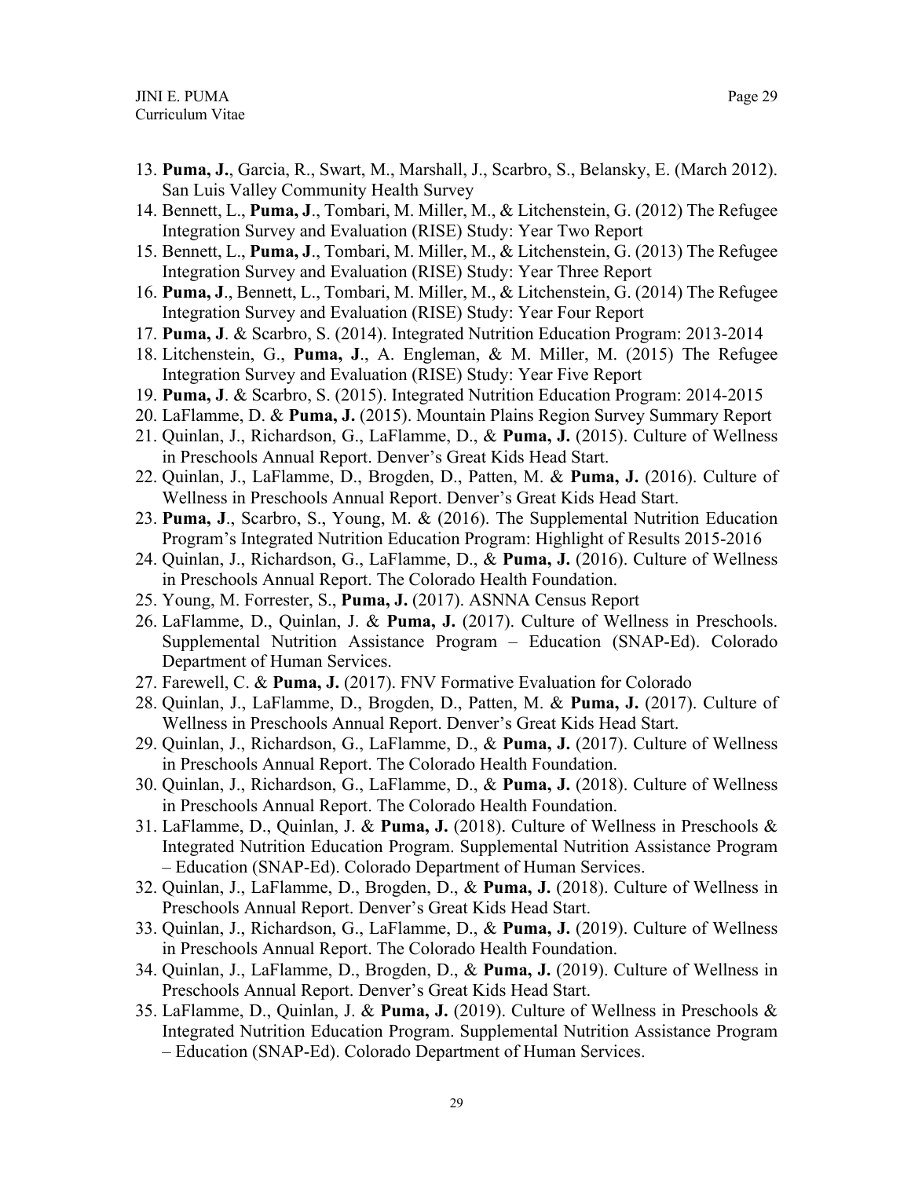13. **Puma, J.**, Garcia, R., Swart, M., Marshall, J., Scarbro, S., Belansky, E. (March 2012). San Luis Valley Community Health Survey
14. Bennett, L., **Puma, J**., Tombari, M. Miller, M., & Litchenstein, G. (2012) The Refugee Integration Survey and Evaluation (RISE) Study: Year Two Report
15. Bennett, L., **Puma, J**., Tombari, M. Miller, M., & Litchenstein, G. (2013) The Refugee Integration Survey and Evaluation (RISE) Study: Year Three Report
16. **Puma, J**., Bennett, L., Tombari, M. Miller, M., & Litchenstein, G. (2014) The Refugee Integration Survey and Evaluation (RISE) Study: Year Four Report
17. **Puma, J**. & Scarbro, S. (2014). Integrated Nutrition Education Program: 2013-2014
18. Litchenstein, G., **Puma, J**., A. Engleman, & M. Miller, M. (2015) The Refugee Integration Survey and Evaluation (RISE) Study: Year Five Report
19. **Puma, J**. & Scarbro, S. (2015). Integrated Nutrition Education Program: 2014-2015
20. LaFlamme, D. & **Puma, J.** (2015). Mountain Plains Region Survey Summary Report
21. Quinlan, J., Richardson, G., LaFlamme, D., & **Puma, J.** (2015). Culture of Wellness in Preschools Annual Report. Denver's Great Kids Head Start.
22. Quinlan, J., LaFlamme, D., Brogden, D., Patten, M. & **Puma, J.** (2016). Culture of Wellness in Preschools Annual Report. Denver's Great Kids Head Start.
23. **Puma, J**., Scarbro, S., Young, M. & (2016). The Supplemental Nutrition Education Program's Integrated Nutrition Education Program: Highlight of Results 2015-2016
24. Quinlan, J., Richardson, G., LaFlamme, D., & **Puma, J.** (2016). Culture of Wellness in Preschools Annual Report. The Colorado Health Foundation.
25. Young, M. Forrester, S., **Puma, J.** (2017). ASNNA Census Report
26. LaFlamme, D., Quinlan, J. & **Puma, J.** (2017). Culture of Wellness in Preschools. Supplemental Nutrition Assistance Program – Education (SNAP-Ed). Colorado Department of Human Services.
27. Farewell, C. & **Puma, J.** (2017). FNV Formative Evaluation for Colorado
28. Quinlan, J., LaFlamme, D., Brogden, D., Patten, M. & **Puma, J.** (2017). Culture of Wellness in Preschools Annual Report. Denver's Great Kids Head Start.
29. Quinlan, J., Richardson, G., LaFlamme, D., & **Puma, J.** (2017). Culture of Wellness in Preschools Annual Report. The Colorado Health Foundation.
30. Quinlan, J., Richardson, G., LaFlamme, D., & **Puma, J.** (2018). Culture of Wellness in Preschools Annual Report. The Colorado Health Foundation.
31. LaFlamme, D., Quinlan, J. & **Puma, J.** (2018). Culture of Wellness in Preschools & Integrated Nutrition Education Program. Supplemental Nutrition Assistance Program – Education (SNAP-Ed). Colorado Department of Human Services.
32. Quinlan, J., LaFlamme, D., Brogden, D., & **Puma, J.** (2018). Culture of Wellness in Preschools Annual Report. Denver's Great Kids Head Start.
33. Quinlan, J., Richardson, G., LaFlamme, D., & **Puma, J.** (2019). Culture of Wellness in Preschools Annual Report. The Colorado Health Foundation.
34. Quinlan, J., LaFlamme, D., Brogden, D., & **Puma, J.** (2019). Culture of Wellness in Preschools Annual Report. Denver's Great Kids Head Start.
35. LaFlamme, D., Quinlan, J. & **Puma, J.** (2019). Culture of Wellness in Preschools & Integrated Nutrition Education Program. Supplemental Nutrition Assistance Program – Education (SNAP-Ed). Colorado Department of Human Services.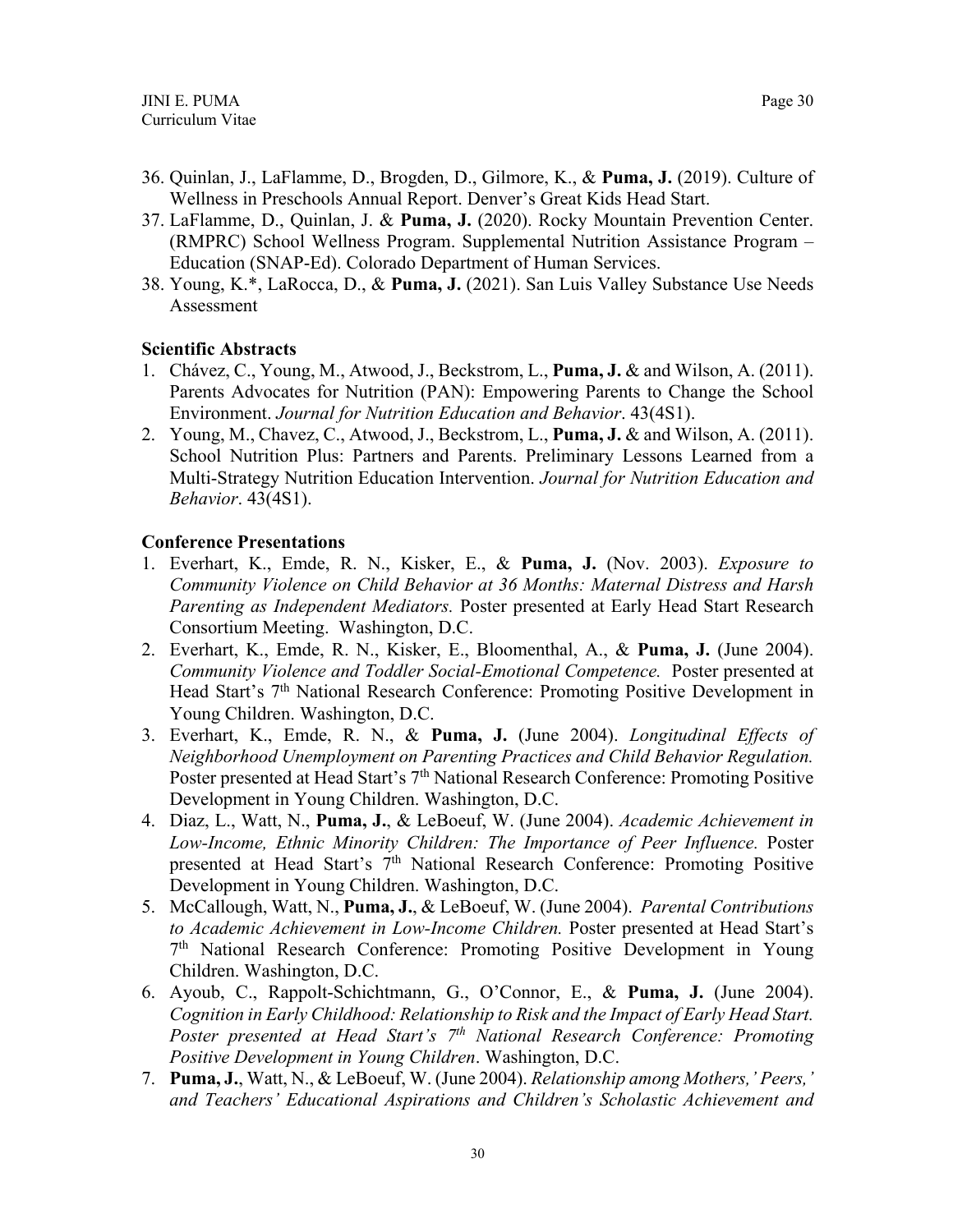36. Quinlan, J., LaFlamme, D., Brogden, D., Gilmore, K., & **Puma, J.** (2019). Culture of Wellness in Preschools Annual Report. Denver's Great Kids Head Start.
37. LaFlamme, D., Quinlan, J. & **Puma, J.** (2020). Rocky Mountain Prevention Center. (RMPRC) School Wellness Program. Supplemental Nutrition Assistance Program – Education (SNAP-Ed). Colorado Department of Human Services.
38. Young, K.*, LaRocca, D., & **Puma, J.** (2021). San Luis Valley Substance Use Needs Assessment

**Scientific Abstracts**

1. Chávez, C., Young, M., Atwood, J., Beckstrom, L., **Puma, J.** & and Wilson, A. (2011). Parents Advocates for Nutrition (PAN): Empowering Parents to Change the School Environment. *Journal for Nutrition Education and Behavior*. 43(4S1).
2. Young, M., Chavez, C., Atwood, J., Beckstrom, L., **Puma, J.** & and Wilson, A. (2011). School Nutrition Plus: Partners and Parents. Preliminary Lessons Learned from a Multi-Strategy Nutrition Education Intervention. *Journal for Nutrition Education and Behavior*. 43(4S1).

**Conference Presentations**

1. Everhart, K., Emde, R. N., Kisker, E., & **Puma, J.** (Nov. 2003). *Exposure to Community Violence on Child Behavior at 36 Months: Maternal Distress and Harsh Parenting as Independent Mediators.* Poster presented at Early Head Start Research Consortium Meeting. Washington, D.C.
2. Everhart, K., Emde, R. N., Kisker, E., Bloomenthal, A., & **Puma, J.** (June 2004). *Community Violence and Toddler Social-Emotional Competence.* Poster presented at Head Start's 7th National Research Conference: Promoting Positive Development in Young Children. Washington, D.C.
3. Everhart, K., Emde, R. N., & **Puma, J.** (June 2004). *Longitudinal Effects of Neighborhood Unemployment on Parenting Practices and Child Behavior Regulation.* Poster presented at Head Start's 7th National Research Conference: Promoting Positive Development in Young Children. Washington, D.C.
4. Diaz, L., Watt, N., **Puma, J.**, & LeBoeuf, W. (June 2004). *Academic Achievement in Low-Income, Ethnic Minority Children: The Importance of Peer Influence.* Poster presented at Head Start's 7th National Research Conference: Promoting Positive Development in Young Children. Washington, D.C.
5. McCallough, Watt, N., **Puma, J.**, & LeBoeuf, W. (June 2004). *Parental Contributions to Academic Achievement in Low-Income Children.* Poster presented at Head Start's 7th National Research Conference: Promoting Positive Development in Young Children. Washington, D.C.
6. Ayoub, C., Rappolt-Schichtmann, G., O'Connor, E., & **Puma, J.** (June 2004). *Cognition in Early Childhood: Relationship to Risk and the Impact of Early Head Start. Poster presented at Head Start's 7th National Research Conference: Promoting Positive Development in Young Children*. Washington, D.C.
7. **Puma, J.**, Watt, N., & LeBoeuf, W. (June 2004). *Relationship among Mothers,' Peers,' and Teachers' Educational Aspirations and Children's Scholastic Achievement and*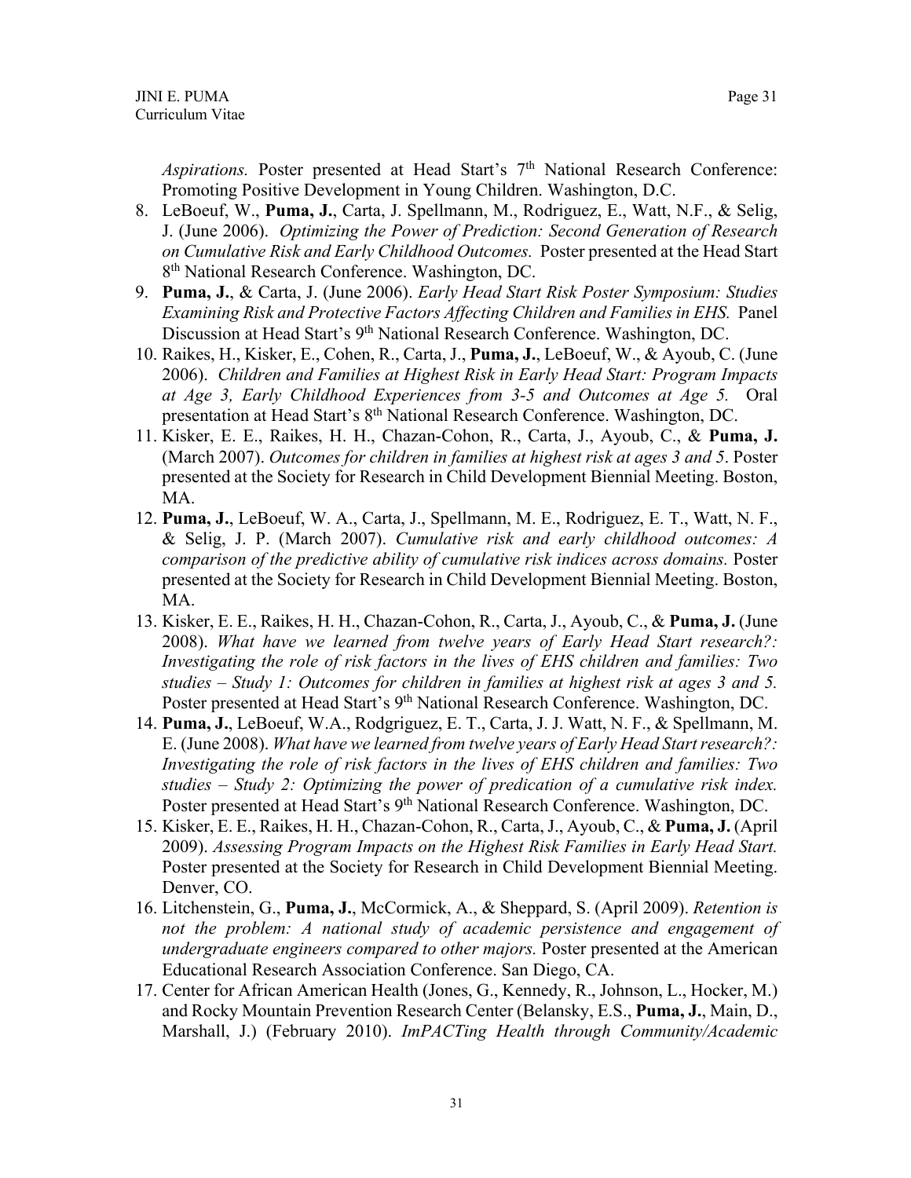*Aspirations.* Poster presented at Head Start's 7th National Research Conference: Promoting Positive Development in Young Children. Washington, D.C.

8. LeBoeuf, W., **Puma, J.**, Carta, J. Spellmann, M., Rodriguez, E., Watt, N.F., & Selig, J. (June 2006). *Optimizing the Power of Prediction: Second Generation of Research on Cumulative Risk and Early Childhood Outcomes.* Poster presented at the Head Start 8th National Research Conference. Washington, DC.
9. **Puma, J.**, & Carta, J. (June 2006). *Early Head Start Risk Poster Symposium: Studies Examining Risk and Protective Factors Affecting Children and Families in EHS.* Panel Discussion at Head Start's 9th National Research Conference. Washington, DC.
10. Raikes, H., Kisker, E., Cohen, R., Carta, J., **Puma, J.**, LeBoeuf, W., & Ayoub, C. (June 2006). *Children and Families at Highest Risk in Early Head Start: Program Impacts at Age 3, Early Childhood Experiences from 3-5 and Outcomes at Age 5.* Oral presentation at Head Start's 8th National Research Conference. Washington, DC.
11. Kisker, E. E., Raikes, H. H., Chazan-Cohon, R., Carta, J., Ayoub, C., & **Puma, J.** (March 2007). *Outcomes for children in families at highest risk at ages 3 and 5*. Poster presented at the Society for Research in Child Development Biennial Meeting. Boston, MA.
12. **Puma, J.**, LeBoeuf, W. A., Carta, J., Spellmann, M. E., Rodriguez, E. T., Watt, N. F., & Selig, J. P. (March 2007). *Cumulative risk and early childhood outcomes: A comparison of the predictive ability of cumulative risk indices across domains.* Poster presented at the Society for Research in Child Development Biennial Meeting. Boston, MA.
13. Kisker, E. E., Raikes, H. H., Chazan-Cohon, R., Carta, J., Ayoub, C., & **Puma, J.** (June 2008). *What have we learned from twelve years of Early Head Start research?: Investigating the role of risk factors in the lives of EHS children and families: Two studies – Study 1: Outcomes for children in families at highest risk at ages 3 and 5.* Poster presented at Head Start's 9th National Research Conference. Washington, DC.
14. **Puma, J.**, LeBoeuf, W.A., Rodgriguez, E. T., Carta, J. J. Watt, N. F., & Spellmann, M. E. (June 2008). *What have we learned from twelve years of Early Head Start research?: Investigating the role of risk factors in the lives of EHS children and families: Two studies – Study 2: Optimizing the power of predication of a cumulative risk index.* Poster presented at Head Start's 9th National Research Conference. Washington, DC.
15. Kisker, E. E., Raikes, H. H., Chazan-Cohon, R., Carta, J., Ayoub, C., & **Puma, J.** (April 2009). *Assessing Program Impacts on the Highest Risk Families in Early Head Start.* Poster presented at the Society for Research in Child Development Biennial Meeting. Denver, CO.
16. Litchenstein, G., **Puma, J.**, McCormick, A., & Sheppard, S. (April 2009). *Retention is not the problem: A national study of academic persistence and engagement of undergraduate engineers compared to other majors.* Poster presented at the American Educational Research Association Conference. San Diego, CA.
17. Center for African American Health (Jones, G., Kennedy, R., Johnson, L., Hocker, M.) and Rocky Mountain Prevention Research Center (Belansky, E.S., **Puma, J.**, Main, D., Marshall, J.) (February 2010). *ImPACTing Health through Community/Academic*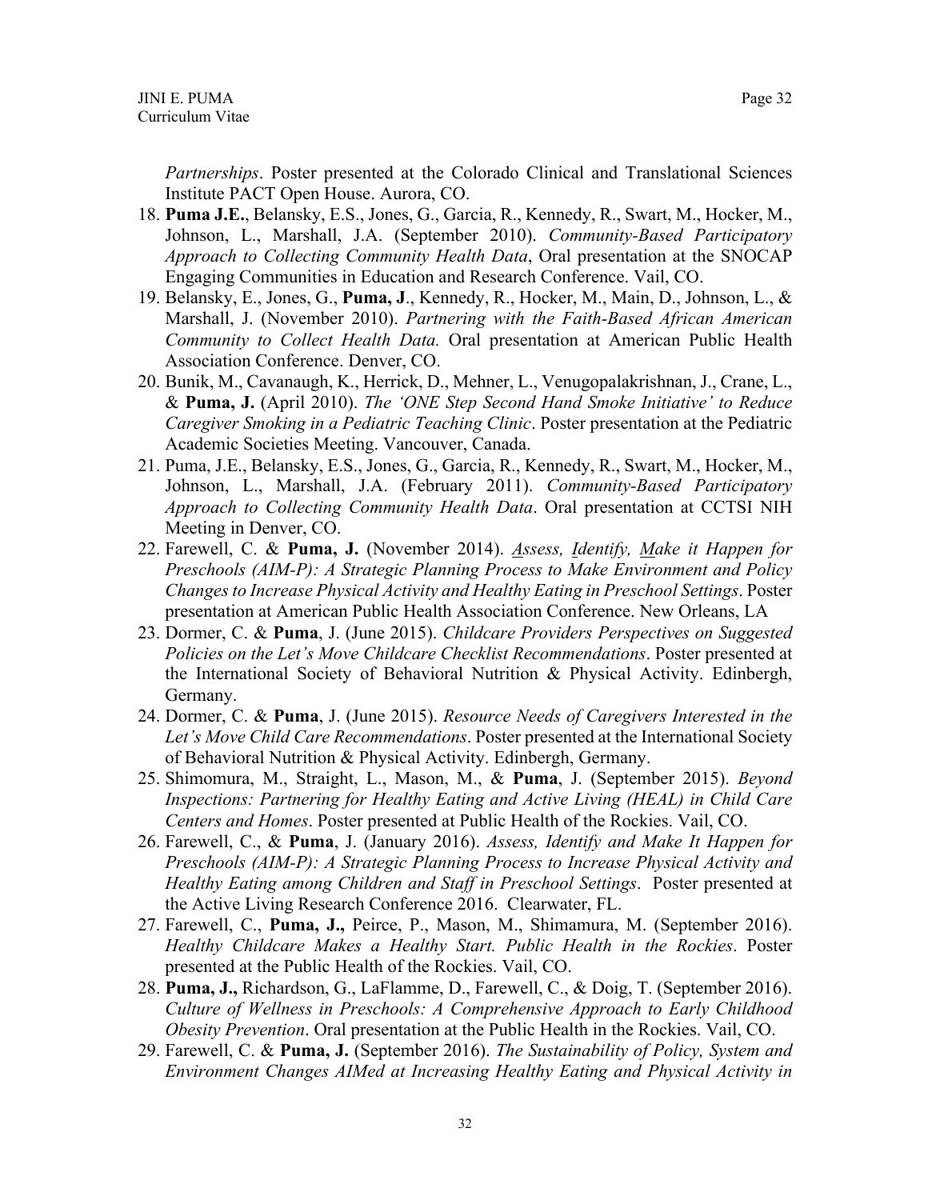*Partnerships*. Poster presented at the Colorado Clinical and Translational Sciences Institute PACT Open House. Aurora, CO.

18. **Puma J.E.**, Belansky, E.S., Jones, G., Garcia, R., Kennedy, R., Swart, M., Hocker, M., Johnson, L., Marshall, J.A. (September 2010). *Community-Based Participatory Approach to Collecting Community Health Data*, Oral presentation at the SNOCAP Engaging Communities in Education and Research Conference. Vail, CO.
19. Belansky, E., Jones, G., **Puma, J**., Kennedy, R., Hocker, M., Main, D., Johnson, L., & Marshall, J. (November 2010). *Partnering with the Faith-Based African American Community to Collect Health Data.* Oral presentation at American Public Health Association Conference. Denver, CO.
20. Bunik, M., Cavanaugh, K., Herrick, D., Mehner, L., Venugopalakrishnan, J., Crane, L., & **Puma, J.** (April 2010). *The 'ONE Step Second Hand Smoke Initiative' to Reduce Caregiver Smoking in a Pediatric Teaching Clinic*. Poster presentation at the Pediatric Academic Societies Meeting. Vancouver, Canada.
21. Puma, J.E., Belansky, E.S., Jones, G., Garcia, R., Kennedy, R., Swart, M., Hocker, M., Johnson, L., Marshall, J.A. (February 2011). *Community-Based Participatory Approach to Collecting Community Health Data*. Oral presentation at CCTSI NIH Meeting in Denver, CO.
22. Farewell, C. & **Puma, J.** (November 2014). *Assess, Identify, Make it Happen for Preschools (AIM-P): A Strategic Planning Process to Make Environment and Policy Changes to Increase Physical Activity and Healthy Eating in Preschool Settings*. Poster presentation at American Public Health Association Conference. New Orleans, LA
23. Dormer, C. & **Puma**, J. (June 2015). *Childcare Providers Perspectives on Suggested Policies on the Let's Move Childcare Checklist Recommendations*. Poster presented at the International Society of Behavioral Nutrition & Physical Activity. Edinbergh, Germany.
24. Dormer, C. & **Puma**, J. (June 2015). *Resource Needs of Caregivers Interested in the Let's Move Child Care Recommendations*. Poster presented at the International Society of Behavioral Nutrition & Physical Activity. Edinbergh, Germany.
25. Shimomura, M., Straight, L., Mason, M., & **Puma**, J. (September 2015). *Beyond Inspections: Partnering for Healthy Eating and Active Living (HEAL) in Child Care Centers and Homes*. Poster presented at Public Health of the Rockies. Vail, CO.
26. Farewell, C., & **Puma**, J. (January 2016). *Assess, Identify and Make It Happen for Preschools (AIM-P): A Strategic Planning Process to Increase Physical Activity and Healthy Eating among Children and Staff in Preschool Settings*. Poster presented at the Active Living Research Conference 2016. Clearwater, FL.
27. Farewell, C., **Puma, J.,** Peirce, P., Mason, M., Shimamura, M. (September 2016). *Healthy Childcare Makes a Healthy Start. Public Health in the Rockies*. Poster presented at the Public Health of the Rockies. Vail, CO.
28. **Puma, J.,** Richardson, G., LaFlamme, D., Farewell, C., & Doig, T. (September 2016). *Culture of Wellness in Preschools: A Comprehensive Approach to Early Childhood Obesity Prevention*. Oral presentation at the Public Health in the Rockies. Vail, CO.
29. Farewell, C. & **Puma, J.** (September 2016). *The Sustainability of Policy, System and Environment Changes AIMed at Increasing Healthy Eating and Physical Activity in*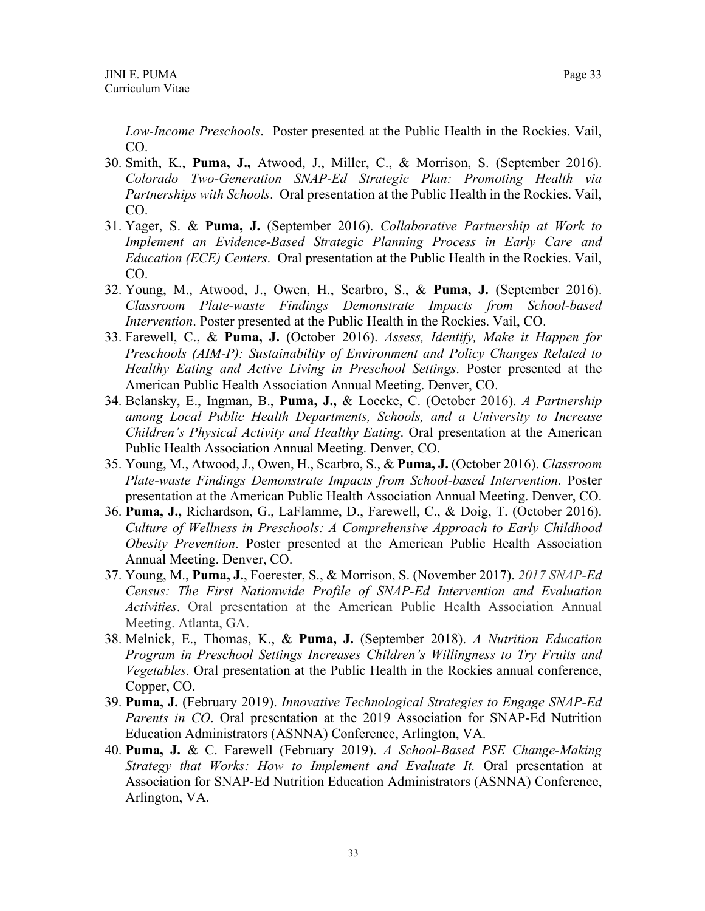*Low-Income Preschools*. Poster presented at the Public Health in the Rockies. Vail, CO.

30. Smith, K., **Puma, J.,** Atwood, J., Miller, C., & Morrison, S. (September 2016). *Colorado Two-Generation SNAP-Ed Strategic Plan: Promoting Health via Partnerships with Schools*. Oral presentation at the Public Health in the Rockies. Vail, CO.
31. Yager, S. & **Puma, J.** (September 2016). *Collaborative Partnership at Work to Implement an Evidence-Based Strategic Planning Process in Early Care and Education (ECE) Centers*. Oral presentation at the Public Health in the Rockies. Vail, CO.
32. Young, M., Atwood, J., Owen, H., Scarbro, S., & **Puma, J.** (September 2016). *Classroom Plate-waste Findings Demonstrate Impacts from School-based Intervention*. Poster presented at the Public Health in the Rockies. Vail, CO.
33. Farewell, C., & **Puma, J.** (October 2016). *Assess, Identify, Make it Happen for Preschools (AIM-P): Sustainability of Environment and Policy Changes Related to Healthy Eating and Active Living in Preschool Settings*. Poster presented at the American Public Health Association Annual Meeting. Denver, CO.
34. Belansky, E., Ingman, B., **Puma, J.,** & Loecke, C. (October 2016). *A Partnership among Local Public Health Departments, Schools, and a University to Increase Children's Physical Activity and Healthy Eating*. Oral presentation at the American Public Health Association Annual Meeting. Denver, CO.
35. Young, M., Atwood, J., Owen, H., Scarbro, S., & **Puma, J.** (October 2016). *Classroom Plate-waste Findings Demonstrate Impacts from School-based Intervention.* Poster presentation at the American Public Health Association Annual Meeting. Denver, CO.
36. **Puma, J.,** Richardson, G., LaFlamme, D., Farewell, C., & Doig, T. (October 2016). *Culture of Wellness in Preschools: A Comprehensive Approach to Early Childhood Obesity Prevention*. Poster presented at the American Public Health Association Annual Meeting. Denver, CO.
37. Young, M., **Puma, J.**, Foerester, S., & Morrison, S. (November 2017). *2017 SNAP-Ed Census: The First Nationwide Profile of SNAP-Ed Intervention and Evaluation Activities*. Oral presentation at the American Public Health Association Annual Meeting. Atlanta, GA.
38. Melnick, E., Thomas, K., & **Puma, J.** (September 2018). *A Nutrition Education Program in Preschool Settings Increases Children's Willingness to Try Fruits and Vegetables*. Oral presentation at the Public Health in the Rockies annual conference, Copper, CO.
39. **Puma, J.** (February 2019). *Innovative Technological Strategies to Engage SNAP-Ed Parents in CO*. Oral presentation at the 2019 Association for SNAP-Ed Nutrition Education Administrators (ASNNA) Conference, Arlington, VA.
40. **Puma, J.** & C. Farewell (February 2019). *A School-Based PSE Change-Making Strategy that Works: How to Implement and Evaluate It.* Oral presentation at Association for SNAP-Ed Nutrition Education Administrators (ASNNA) Conference, Arlington, VA.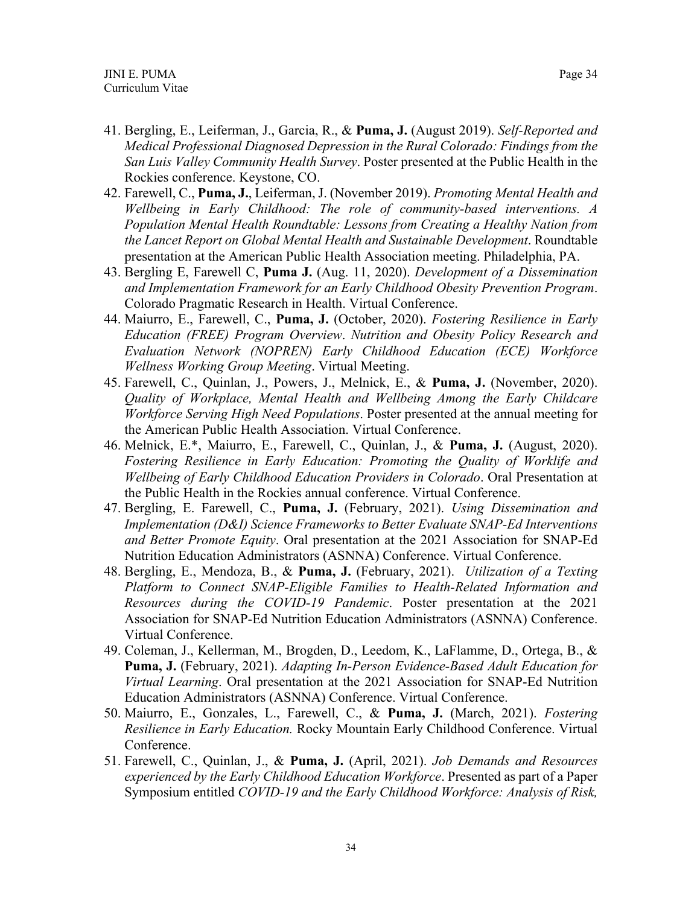41. Bergling, E., Leiferman, J., Garcia, R., & **Puma, J.** (August 2019). *Self-Reported and Medical Professional Diagnosed Depression in the Rural Colorado: Findings from the San Luis Valley Community Health Survey*. Poster presented at the Public Health in the Rockies conference. Keystone, CO.
42. Farewell, C., **Puma, J.**, Leiferman, J. (November 2019). *Promoting Mental Health and Wellbeing in Early Childhood: The role of community-based interventions. A Population Mental Health Roundtable: Lessons from Creating a Healthy Nation from the Lancet Report on Global Mental Health and Sustainable Development*. Roundtable presentation at the American Public Health Association meeting. Philadelphia, PA.
43. Bergling E, Farewell C, **Puma J.** (Aug. 11, 2020). *Development of a Dissemination and Implementation Framework for an Early Childhood Obesity Prevention Program*. Colorado Pragmatic Research in Health. Virtual Conference.
44. Maiurro, E., Farewell, C., **Puma, J.** (October, 2020). *Fostering Resilience in Early Education (FREE) Program Overview*. *Nutrition and Obesity Policy Research and Evaluation Network (NOPREN) Early Childhood Education (ECE) Workforce Wellness Working Group Meeting*. Virtual Meeting.
45. Farewell, C., Quinlan, J., Powers, J., Melnick, E., & **Puma, J.** (November, 2020). *Quality of Workplace, Mental Health and Wellbeing Among the Early Childcare Workforce Serving High Need Populations*. Poster presented at the annual meeting for the American Public Health Association. Virtual Conference.
46. Melnick, E.*, Maiurro, E., Farewell, C., Quinlan, J., & **Puma, J.** (August, 2020). *Fostering Resilience in Early Education: Promoting the Quality of Worklife and Wellbeing of Early Childhood Education Providers in Colorado*. Oral Presentation at the Public Health in the Rockies annual conference. Virtual Conference.
47. Bergling, E. Farewell, C., **Puma, J.** (February, 2021). *Using Dissemination and Implementation (D&I) Science Frameworks to Better Evaluate SNAP-Ed Interventions and Better Promote Equity*. Oral presentation at the 2021 Association for SNAP-Ed Nutrition Education Administrators (ASNNA) Conference. Virtual Conference.
48. Bergling, E., Mendoza, B., & **Puma, J.** (February, 2021). *Utilization of a Texting Platform to Connect SNAP-Eligible Families to Health-Related Information and Resources during the COVID-19 Pandemic*. Poster presentation at the 2021 Association for SNAP-Ed Nutrition Education Administrators (ASNNA) Conference. Virtual Conference.
49. Coleman, J., Kellerman, M., Brogden, D., Leedom, K., LaFlamme, D., Ortega, B., & **Puma, J.** (February, 2021). *Adapting In-Person Evidence-Based Adult Education for Virtual Learning*. Oral presentation at the 2021 Association for SNAP-Ed Nutrition Education Administrators (ASNNA) Conference. Virtual Conference.
50. Maiurro, E., Gonzales, L., Farewell, C., & **Puma, J.** (March, 2021). *Fostering Resilience in Early Education.* Rocky Mountain Early Childhood Conference. Virtual Conference.
51. Farewell, C., Quinlan, J., & **Puma, J.** (April, 2021). *Job Demands and Resources experienced by the Early Childhood Education Workforce*. Presented as part of a Paper Symposium entitled *COVID-19 and the Early Childhood Workforce: Analysis of Risk,*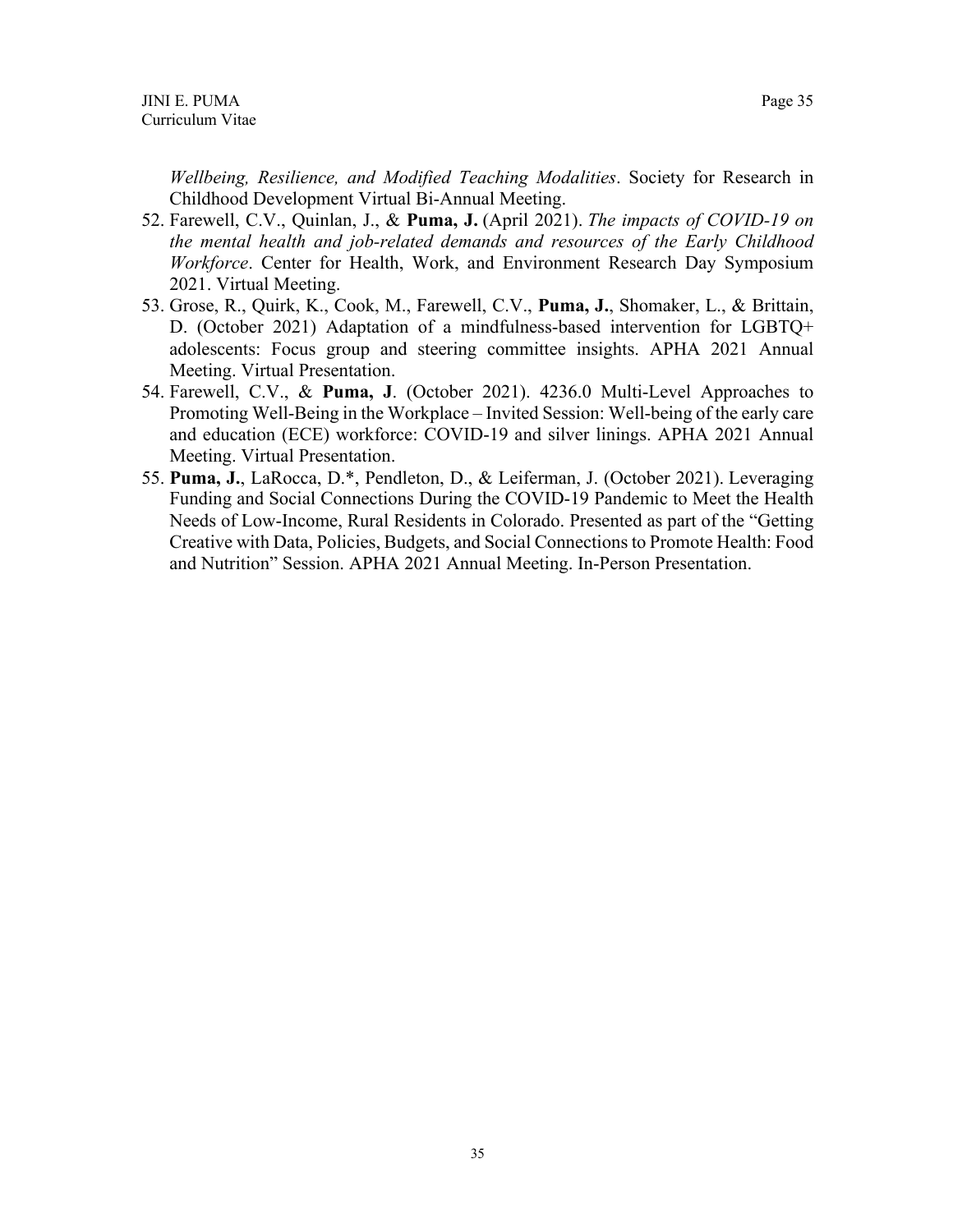*Wellbeing, Resilience, and Modified Teaching Modalities*. Society for Research in Childhood Development Virtual Bi-Annual Meeting.

52. Farewell, C.V., Quinlan, J., & **Puma, J.** (April 2021). *The impacts of COVID-19 on the mental health and job-related demands and resources of the Early Childhood Workforce*. Center for Health, Work, and Environment Research Day Symposium 2021. Virtual Meeting.
53. Grose, R., Quirk, K., Cook, M., Farewell, C.V., **Puma, J.**, Shomaker, L., & Brittain, D. (October 2021) Adaptation of a mindfulness-based intervention for LGBTQ+ adolescents: Focus group and steering committee insights. APHA 2021 Annual Meeting. Virtual Presentation.
54. Farewell, C.V., & **Puma, J**. (October 2021). 4236.0 Multi-Level Approaches to Promoting Well-Being in the Workplace – Invited Session: Well-being of the early care and education (ECE) workforce: COVID-19 and silver linings. APHA 2021 Annual Meeting. Virtual Presentation.
55. **Puma, J.**, LaRocca, D.*, Pendleton, D., & Leiferman, J. (October 2021). Leveraging Funding and Social Connections During the COVID-19 Pandemic to Meet the Health Needs of Low-Income, Rural Residents in Colorado. Presented as part of the "Getting Creative with Data, Policies, Budgets, and Social Connections to Promote Health: Food and Nutrition" Session. APHA 2021 Annual Meeting. In-Person Presentation.